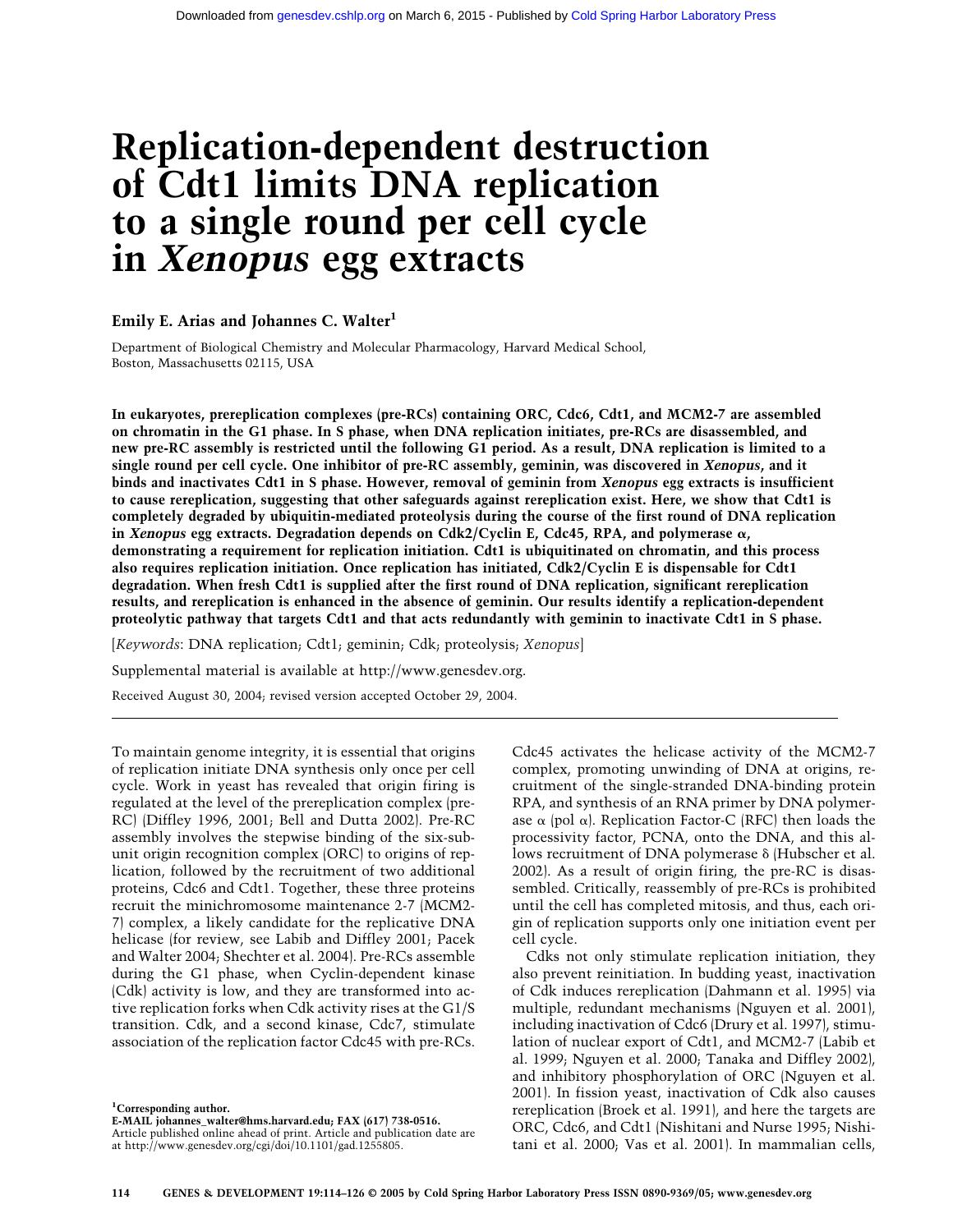# Replication-dependent destruction of Cdt1 limits DNA replication to a single round per cell cycle in *Xenopus* egg extracts

**Emily E. Arias and Johannes C. Walter[1]**

Department of Biological Chemistry and Molecular Pharmacology, Harvard Medical School, Boston, Massachusetts 02115, USA

**In eukaryotes, prereplication complexes (pre-RCs) containing ORC, Cdc6, Cdt1, and MCM2-7 are assembled on chromatin in the G1 phase. In S phase, when DNA replication initiates, pre-RCs are disassembled, and new pre-RC assembly is restricted until the following G1 period. As a result, DNA replication is limited to a single round per cell cycle. One inhibitor of pre-RC assembly, geminin, was discovered in *Xenopus*, and it binds and inactivates Cdt1 in S phase. However, removal of geminin from *Xenopus* egg extracts is insufficient to cause rereplication, suggesting that other safeguards against rereplication exist. Here, we show that Cdt1 is completely degraded by ubiquitin-mediated proteolysis during the course of the first round of DNA replication in *Xenopus* egg extracts. Degradation depends on Cdk2/Cyclin E, Cdc45, RPA, and polymerase α, demonstrating a requirement for replication initiation. Cdt1 is ubiquitinated on chromatin, and this process also requires replication initiation. Once replication has initiated, Cdk2/Cyclin E is dispensable for Cdt1 degradation. When fresh Cdt1 is supplied after the first round of DNA replication, significant rereplication results, and rereplication is enhanced in the absence of geminin. Our results identify a replication-dependent proteolytic pathway that targets Cdt1 and that acts redundantly with geminin to inactivate Cdt1 in S phase.**

[*Keywords*: DNA replication; Cdt1; geminin; Cdk; proteolysis; *Xenopus*]

Supplemental material is available at http://www.genesdev.org.

Received August 30, 2004; revised version accepted October 29, 2004.

---

To maintain genome integrity, it is essential that origins of replication initiate DNA synthesis only once per cell cycle. Work in yeast has revealed that origin firing is regulated at the level of the prereplication complex (pre-RC) (Diffley 1996, 2001; Bell and Dutta 2002). Pre-RC assembly involves the stepwise binding of the six-subunit origin recognition complex (ORC) to origins of replication, followed by the recruitment of two additional proteins, Cdc6 and Cdt1. Together, these three proteins recruit the minichromosome maintenance 2-7 (MCM2-7) complex, a likely candidate for the replicative DNA helicase (for review, see Labib and Diffley 2001; Pacek and Walter 2004; Shechter et al. 2004). Pre-RCs assemble during the G1 phase, when Cyclin-dependent kinase (Cdk) activity is low, and they are transformed into active replication forks when Cdk activity rises at the G1/S transition. Cdk, and a second kinase, Cdc7, stimulate association of the replication factor Cdc45 with pre-RCs. Cdc45 activates the helicase activity of the MCM2-7 complex, promoting unwinding of DNA at origins, recruitment of the single-stranded DNA-binding protein RPA, and synthesis of an RNA primer by DNA polymerase α (pol α). Replication Factor-C (RFC) then loads the processivity factor, PCNA, onto the DNA, and this allows recruitment of DNA polymerase δ (Hubscher et al. 2002). As a result of origin firing, the pre-RC is disassembled. Critically, reassembly of pre-RCs is prohibited until the cell has completed mitosis, and thus, each origin of replication supports only one initiation event per cell cycle.

Cdks not only stimulate replication initiation, they also prevent reinitiation. In budding yeast, inactivation of Cdk induces rereplication (Dahmann et al. 1995) via multiple, redundant mechanisms (Nguyen et al. 2001), including inactivation of Cdc6 (Drury et al. 1997), stimulation of nuclear export of Cdt1, and MCM2-7 (Labib et al. 1999; Nguyen et al. 2000; Tanaka and Diffley 2002), and inhibitory phosphorylation of ORC (Nguyen et al. 2001). In fission yeast, inactivation of Cdk also causes rereplication (Broek et al. 1991), and here the targets are ORC, Cdc6, and Cdt1 (Nishitani and Nurse 1995; Nishitani et al. 2000; Vas et al. 2001). In mammalian cells,

[1]Corresponding author.
**E-MAIL johannes_walter@hms.harvard.edu; FAX (617) 738-0516.**
Article published online ahead of print. Article and publication date are at http://www.genesdev.org/cgi/doi/10.1101/gad.1255805.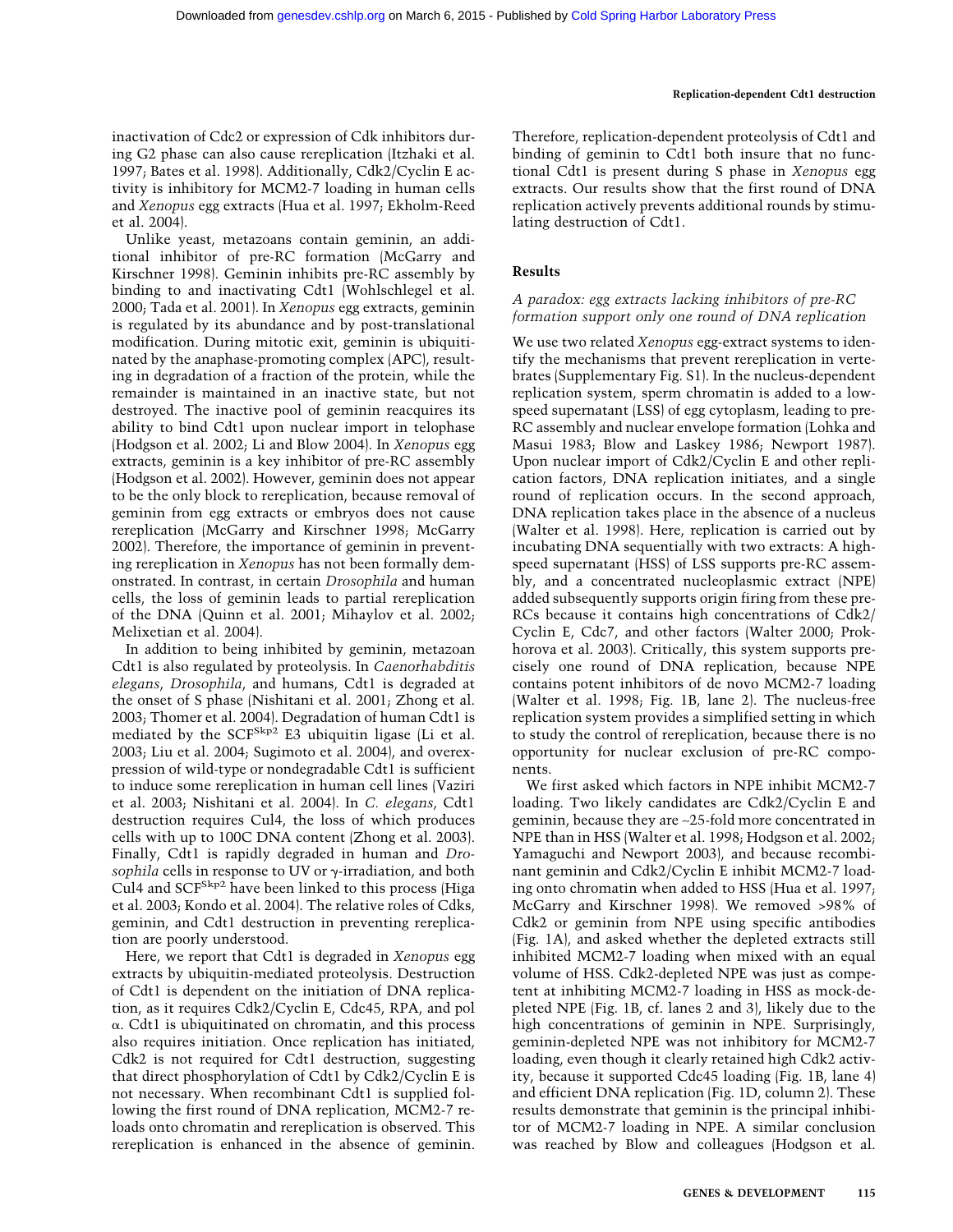inactivation of Cdc2 or expression of Cdk inhibitors during G2 phase can also cause rereplication (Itzhaki et al. 1997; Bates et al. 1998). Additionally, Cdk2/Cyclin E activity is inhibitory for MCM2-7 loading in human cells and *Xenopus* egg extracts (Hua et al. 1997; Ekholm-Reed et al. 2004).

Unlike yeast, metazoans contain geminin, an additional inhibitor of pre-RC formation (McGarry and Kirschner 1998). Geminin inhibits pre-RC assembly by binding to and inactivating Cdt1 (Wohlschlegel et al. 2000; Tada et al. 2001). In *Xenopus* egg extracts, geminin is regulated by its abundance and by post-translational modification. During mitotic exit, geminin is ubiquitinated by the anaphase-promoting complex (APC), resulting in degradation of a fraction of the protein, while the remainder is maintained in an inactive state, but not destroyed. The inactive pool of geminin reacquires its ability to bind Cdt1 upon nuclear import in telophase (Hodgson et al. 2002; Li and Blow 2004). In *Xenopus* egg extracts, geminin is a key inhibitor of pre-RC assembly (Hodgson et al. 2002). However, geminin does not appear to be the only block to rereplication, because removal of geminin from egg extracts or embryos does not cause rereplication (McGarry and Kirschner 1998; McGarry 2002). Therefore, the importance of geminin in preventing rereplication in *Xenopus* has not been formally demonstrated. In contrast, in certain *Drosophila* and human cells, the loss of geminin leads to partial rereplication of the DNA (Quinn et al. 2001; Mihaylov et al. 2002; Melixetian et al. 2004).

In addition to being inhibited by geminin, metazoan Cdt1 is also regulated by proteolysis. In *Caenorhabditis elegans*, *Drosophila*, and humans, Cdt1 is degraded at the onset of S phase (Nishitani et al. 2001; Zhong et al. 2003; Thomer et al. 2004). Degradation of human Cdt1 is mediated by the SCF$^{Skp2}$ E3 ubiquitin ligase (Li et al. 2003; Liu et al. 2004; Sugimoto et al. 2004), and overexpression of wild-type or nondegradable Cdt1 is sufficient to induce some rereplication in human cell lines (Vaziri et al. 2003; Nishitani et al. 2004). In *C. elegans*, Cdt1 destruction requires Cul4, the loss of which produces cells with up to 100C DNA content (Zhong et al. 2003). Finally, Cdt1 is rapidly degraded in human and *Drosophila* cells in response to UV or γ-irradiation, and both Cul4 and SCF$^{Skp2}$ have been linked to this process (Higa et al. 2003; Kondo et al. 2004). The relative roles of Cdks, geminin, and Cdt1 destruction in preventing rereplication are poorly understood.

Here, we report that Cdt1 is degraded in *Xenopus* egg extracts by ubiquitin-mediated proteolysis. Destruction of Cdt1 is dependent on the initiation of DNA replication, as it requires Cdk2/Cyclin E, Cdc45, RPA, and pol α. Cdt1 is ubiquitinated on chromatin, and this process also requires initiation. Once replication has initiated, Cdk2 is not required for Cdt1 destruction, suggesting that direct phosphorylation of Cdt1 by Cdk2/Cyclin E is not necessary. When recombinant Cdt1 is supplied following the first round of DNA replication, MCM2-7 reloads onto chromatin and rereplication is observed. This rereplication is enhanced in the absence of geminin. Therefore, replication-dependent proteolysis of Cdt1 and binding of geminin to Cdt1 both insure that no functional Cdt1 is present during S phase in *Xenopus* egg extracts. Our results show that the first round of DNA replication actively prevents additional rounds by stimulating destruction of Cdt1.

## Results

### *A paradox: egg extracts lacking inhibitors of pre-RC formation support only one round of DNA replication*

We use two related *Xenopus* egg-extract systems to identify the mechanisms that prevent rereplication in vertebrates (Supplementary Fig. S1). In the nucleus-dependent replication system, sperm chromatin is added to a low-speed supernatant (LSS) of egg cytoplasm, leading to pre-RC assembly and nuclear envelope formation (Lohka and Masui 1983; Blow and Laskey 1986; Newport 1987). Upon nuclear import of Cdk2/Cyclin E and other replication factors, DNA replication initiates, and a single round of replication occurs. In the second approach, DNA replication takes place in the absence of a nucleus (Walter et al. 1998). Here, replication is carried out by incubating DNA sequentially with two extracts: A high-speed supernatant (HSS) of LSS supports pre-RC assembly, and a concentrated nucleoplasmic extract (NPE) added subsequently supports origin firing from these pre-RCs because it contains high concentrations of Cdk2/Cyclin E, Cdc7, and other factors (Walter 2000; Prokhorova et al. 2003). Critically, this system supports precisely one round of DNA replication, because NPE contains potent inhibitors of de novo MCM2-7 loading (Walter et al. 1998; Fig. 1B, lane 2). The nucleus-free replication system provides a simplified setting in which to study the control of rereplication, because there is no opportunity for nuclear exclusion of pre-RC components.

We first asked which factors in NPE inhibit MCM2-7 loading. Two likely candidates are Cdk2/Cyclin E and geminin, because they are ~25-fold more concentrated in NPE than in HSS (Walter et al. 1998; Hodgson et al. 2002; Yamaguchi and Newport 2003), and because recombinant geminin and Cdk2/Cyclin E inhibit MCM2-7 loading onto chromatin when added to HSS (Hua et al. 1997; McGarry and Kirschner 1998). We removed >98% of Cdk2 or geminin from NPE using specific antibodies (Fig. 1A), and asked whether the depleted extracts still inhibited MCM2-7 loading when mixed with an equal volume of HSS. Cdk2-depleted NPE was just as competent at inhibiting MCM2-7 loading in HSS as mock-depleted NPE (Fig. 1B, cf. lanes 2 and 3), likely due to the high concentrations of geminin in NPE. Surprisingly, geminin-depleted NPE was not inhibitory for MCM2-7 loading, even though it clearly retained high Cdk2 activity, because it supported Cdc45 loading (Fig. 1B, lane 4) and efficient DNA replication (Fig. 1D, column 2). These results demonstrate that geminin is the principal inhibitor of MCM2-7 loading in NPE. A similar conclusion was reached by Blow and colleagues (Hodgson et al.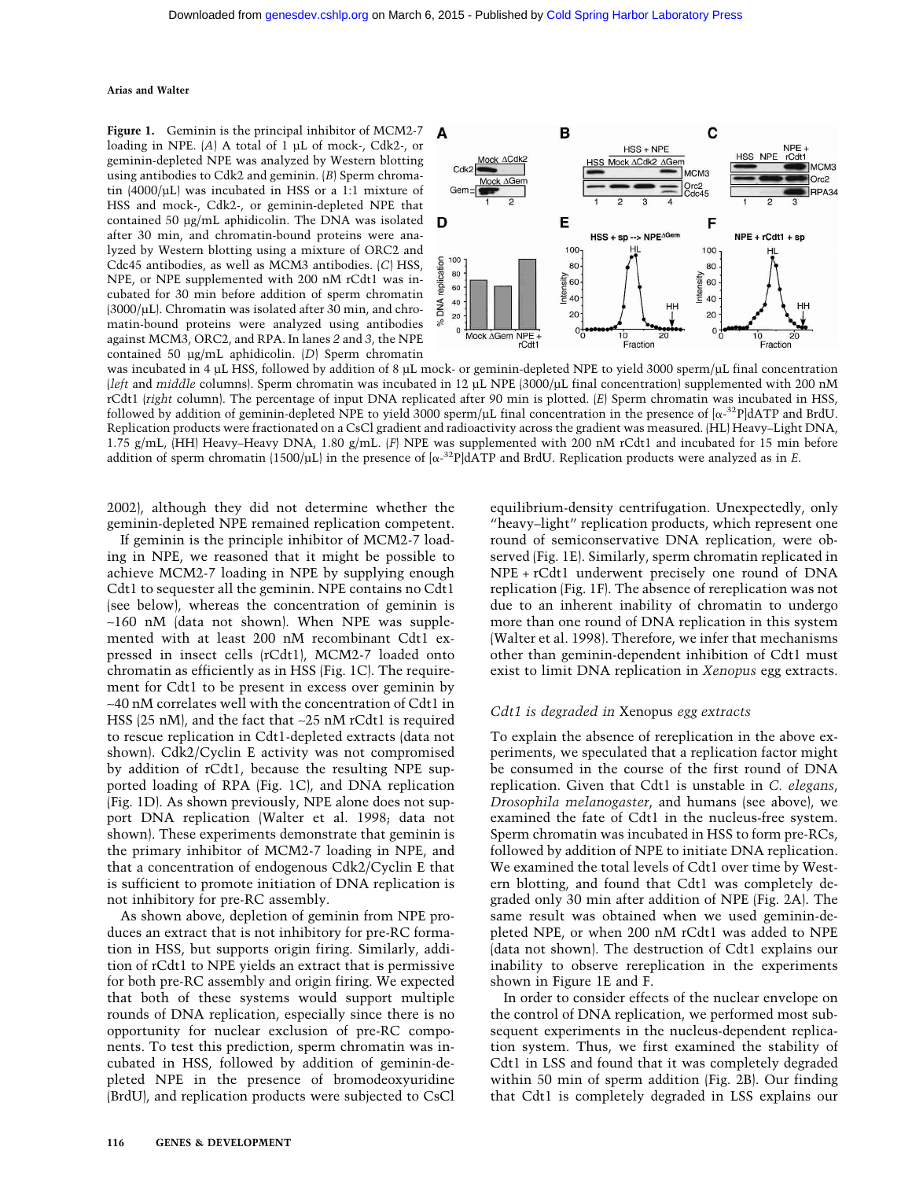**Figure 1.** Geminin is the principal inhibitor of MCM2-7 loading in NPE. (*A*) A total of 1 µL of mock-, Cdk2-, or geminin-depleted NPE was analyzed by Western blotting using antibodies to Cdk2 and geminin. (*B*) Sperm chromatin (4000/µL) was incubated in HSS or a 1:1 mixture of HSS and mock-, Cdk2-, or geminin-depleted NPE that contained 50 µg/mL aphidicolin. The DNA was isolated after 30 min, and chromatin-bound proteins were analyzed by Western blotting using a mixture of ORC2 and Cdc45 antibodies, as well as MCM3 antibodies. (*C*) HSS, NPE, or NPE supplemented with 200 nM rCdt1 was incubated for 30 min before addition of sperm chromatin (3000/µL). Chromatin was isolated after 30 min, and chromatin-bound proteins were analyzed using antibodies against MCM3, ORC2, and RPA. In lanes *2* and *3*, the NPE contained 50 µg/mL aphidicolin. (*D*) Sperm chromatin was incubated in 4 µL HSS, followed by addition of 8 µL mock- or geminin-depleted NPE to yield 3000 sperm/µL final concentration (*left* and *middle* columns). Sperm chromatin was incubated in 12 µL NPE (3000/µL final concentration) supplemented with 200 nM rCdt1 (*right* column). The percentage of input DNA replicated after 90 min is plotted. (*E*) Sperm chromatin was incubated in HSS, followed by addition of geminin-depleted NPE to yield 3000 sperm/µL final concentration in the presence of [α-$^{32}$P]dATP and BrdU. Replication products were fractionated on a CsCl gradient and radioactivity across the gradient was measured. (HL) Heavy–Light DNA, 1.75 g/mL, (HH) Heavy–Heavy DNA, 1.80 g/mL. (*F*) NPE was supplemented with 200 nM rCdt1 and incubated for 15 min before addition of sperm chromatin (1500/µL) in the presence of [α-$^{32}$P]dATP and BrdU. Replication products were analyzed as in *E*.

2002), although they did not determine whether the geminin-depleted NPE remained replication competent.

If geminin is the principle inhibitor of MCM2-7 loading in NPE, we reasoned that it might be possible to achieve MCM2-7 loading in NPE by supplying enough Cdt1 to sequester all the geminin. NPE contains no Cdt1 (see below), whereas the concentration of geminin is ~160 nM (data not shown). When NPE was supplemented with at least 200 nM recombinant Cdt1 expressed in insect cells (rCdt1), MCM2-7 loaded onto chromatin as efficiently as in HSS (Fig. 1C). The requirement for Cdt1 to be present in excess over geminin by ~40 nM correlates well with the concentration of Cdt1 in HSS (25 nM), and the fact that ~25 nM rCdt1 is required to rescue replication in Cdt1-depleted extracts (data not shown). Cdk2/Cyclin E activity was not compromised by addition of rCdt1, because the resulting NPE supported loading of RPA (Fig. 1C), and DNA replication (Fig. 1D). As shown previously, NPE alone does not support DNA replication (Walter et al. 1998; data not shown). These experiments demonstrate that geminin is the primary inhibitor of MCM2-7 loading in NPE, and that a concentration of endogenous Cdk2/Cyclin E that is sufficient to promote initiation of DNA replication is not inhibitory for pre-RC assembly.

As shown above, depletion of geminin from NPE produces an extract that is not inhibitory for pre-RC formation in HSS, but supports origin firing. Similarly, addition of rCdt1 to NPE yields an extract that is permissive for both pre-RC assembly and origin firing. We expected that both of these systems would support multiple rounds of DNA replication, especially since there is no opportunity for nuclear exclusion of pre-RC components. To test this prediction, sperm chromatin was incubated in HSS, followed by addition of geminin-depleted NPE in the presence of bromodeoxyuridine (BrdU), and replication products were subjected to CsCl equilibrium-density centrifugation. Unexpectedly, only "heavy–light" replication products, which represent one round of semiconservative DNA replication, were observed (Fig. 1E). Similarly, sperm chromatin replicated in NPE + rCdt1 underwent precisely one round of DNA replication (Fig. 1F). The absence of rereplication was not due to an inherent inability of chromatin to undergo more than one round of DNA replication in this system (Walter et al. 1998). Therefore, we infer that mechanisms other than geminin-dependent inhibition of Cdt1 must exist to limit DNA replication in *Xenopus* egg extracts.

### *Cdt1 is degraded in* Xenopus *egg extracts*

To explain the absence of rereplication in the above experiments, we speculated that a replication factor might be consumed in the course of the first round of DNA replication. Given that Cdt1 is unstable in *C. elegans*, *Drosophila melanogaster*, and humans (see above), we examined the fate of Cdt1 in the nucleus-free system. Sperm chromatin was incubated in HSS to form pre-RCs, followed by addition of NPE to initiate DNA replication. We examined the total levels of Cdt1 over time by Western blotting, and found that Cdt1 was completely degraded only 30 min after addition of NPE (Fig. 2A). The same result was obtained when we used geminin-depleted NPE, or when 200 nM rCdt1 was added to NPE (data not shown). The destruction of Cdt1 explains our inability to observe rereplication in the experiments shown in Figure 1E and F.

In order to consider effects of the nuclear envelope on the control of DNA replication, we performed most subsequent experiments in the nucleus-dependent replication system. Thus, we first examined the stability of Cdt1 in LSS and found that it was completely degraded within 50 min of sperm addition (Fig. 2B). Our finding that Cdt1 is completely degraded in LSS explains our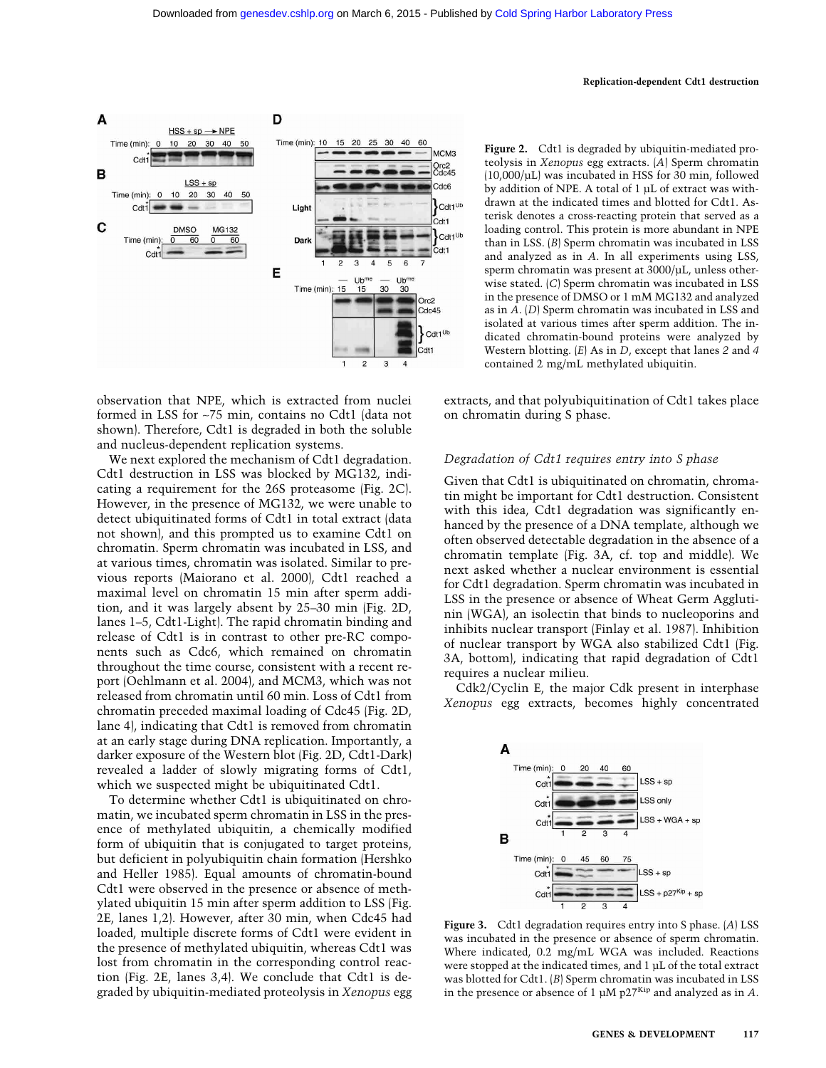**Figure 2.** Cdt1 is degraded by ubiquitin-mediated proteolysis in *Xenopus* egg extracts. (*A*) Sperm chromatin (10,000/µL) was incubated in HSS for 30 min, followed by addition of NPE. A total of 1 µL of extract was withdrawn at the indicated times and blotted for Cdt1. Asterisk denotes a cross-reacting protein that served as a loading control. This protein is more abundant in NPE than in LSS. (*B*) Sperm chromatin was incubated in LSS and analyzed as in *A*. In all experiments using LSS, sperm chromatin was present at 3000/µL, unless otherwise stated. (*C*) Sperm chromatin was incubated in LSS in the presence of DMSO or 1 mM MG132 and analyzed as in *A*. (*D*) Sperm chromatin was incubated in LSS and isolated at various times after sperm addition. The indicated chromatin-bound proteins were analyzed by Western blotting. (*E*) As in *D*, except that lanes *2* and *4* contained 2 mg/mL methylated ubiquitin.

observation that NPE, which is extracted from nuclei formed in LSS for ~75 min, contains no Cdt1 (data not shown). Therefore, Cdt1 is degraded in both the soluble and nucleus-dependent replication systems.

We next explored the mechanism of Cdt1 degradation. Cdt1 destruction in LSS was blocked by MG132, indicating a requirement for the 26S proteasome (Fig. 2C). However, in the presence of MG132, we were unable to detect ubiquitinated forms of Cdt1 in total extract (data not shown), and this prompted us to examine Cdt1 on chromatin. Sperm chromatin was incubated in LSS, and at various times, chromatin was isolated. Similar to previous reports (Maiorano et al. 2000), Cdt1 reached a maximal level on chromatin 15 min after sperm addition, and it was largely absent by 25–30 min (Fig. 2D, lanes 1–5, Cdt1-Light). The rapid chromatin binding and release of Cdt1 is in contrast to other pre-RC components such as Cdc6, which remained on chromatin throughout the time course, consistent with a recent report (Oehlmann et al. 2004), and MCM3, which was not released from chromatin until 60 min. Loss of Cdt1 from chromatin preceded maximal loading of Cdc45 (Fig. 2D, lane 4), indicating that Cdt1 is removed from chromatin at an early stage during DNA replication. Importantly, a darker exposure of the Western blot (Fig. 2D, Cdt1-Dark) revealed a ladder of slowly migrating forms of Cdt1, which we suspected might be ubiquitinated Cdt1.

To determine whether Cdt1 is ubiquitinated on chromatin, we incubated sperm chromatin in LSS in the presence of methylated ubiquitin, a chemically modified form of ubiquitin that is conjugated to target proteins, but deficient in polyubiquitin chain formation (Hershko and Heller 1985). Equal amounts of chromatin-bound Cdt1 were observed in the presence or absence of methylated ubiquitin 15 min after sperm addition to LSS (Fig. 2E, lanes 1,2). However, after 30 min, when Cdc45 had loaded, multiple discrete forms of Cdt1 were evident in the presence of methylated ubiquitin, whereas Cdt1 was lost from chromatin in the corresponding control reaction (Fig. 2E, lanes 3,4). We conclude that Cdt1 is degraded by ubiquitin-mediated proteolysis in *Xenopus* egg extracts, and that polyubiquitination of Cdt1 takes place on chromatin during S phase.

### *Degradation of Cdt1 requires entry into S phase*

Given that Cdt1 is ubiquitinated on chromatin, chromatin might be important for Cdt1 destruction. Consistent with this idea, Cdt1 degradation was significantly enhanced by the presence of a DNA template, although we often observed detectable degradation in the absence of a chromatin template (Fig. 3A, cf. top and middle). We next asked whether a nuclear environment is essential for Cdt1 degradation. Sperm chromatin was incubated in LSS in the presence or absence of Wheat Germ Agglutinin (WGA), an isolectin that binds to nucleoporins and inhibits nuclear transport (Finlay et al. 1987). Inhibition of nuclear transport by WGA also stabilized Cdt1 (Fig. 3A, bottom), indicating that rapid degradation of Cdt1 requires a nuclear milieu.

Cdk2/Cyclin E, the major Cdk present in interphase *Xenopus* egg extracts, becomes highly concentrated

**Figure 3.** Cdt1 degradation requires entry into S phase. (*A*) LSS was incubated in the presence or absence of sperm chromatin. Where indicated, 0.2 mg/mL WGA was included. Reactions were stopped at the indicated times, and 1 µL of the total extract was blotted for Cdt1. (*B*) Sperm chromatin was incubated in LSS in the presence or absence of 1 µM $p27^{Kip}$ and analyzed as in *A*.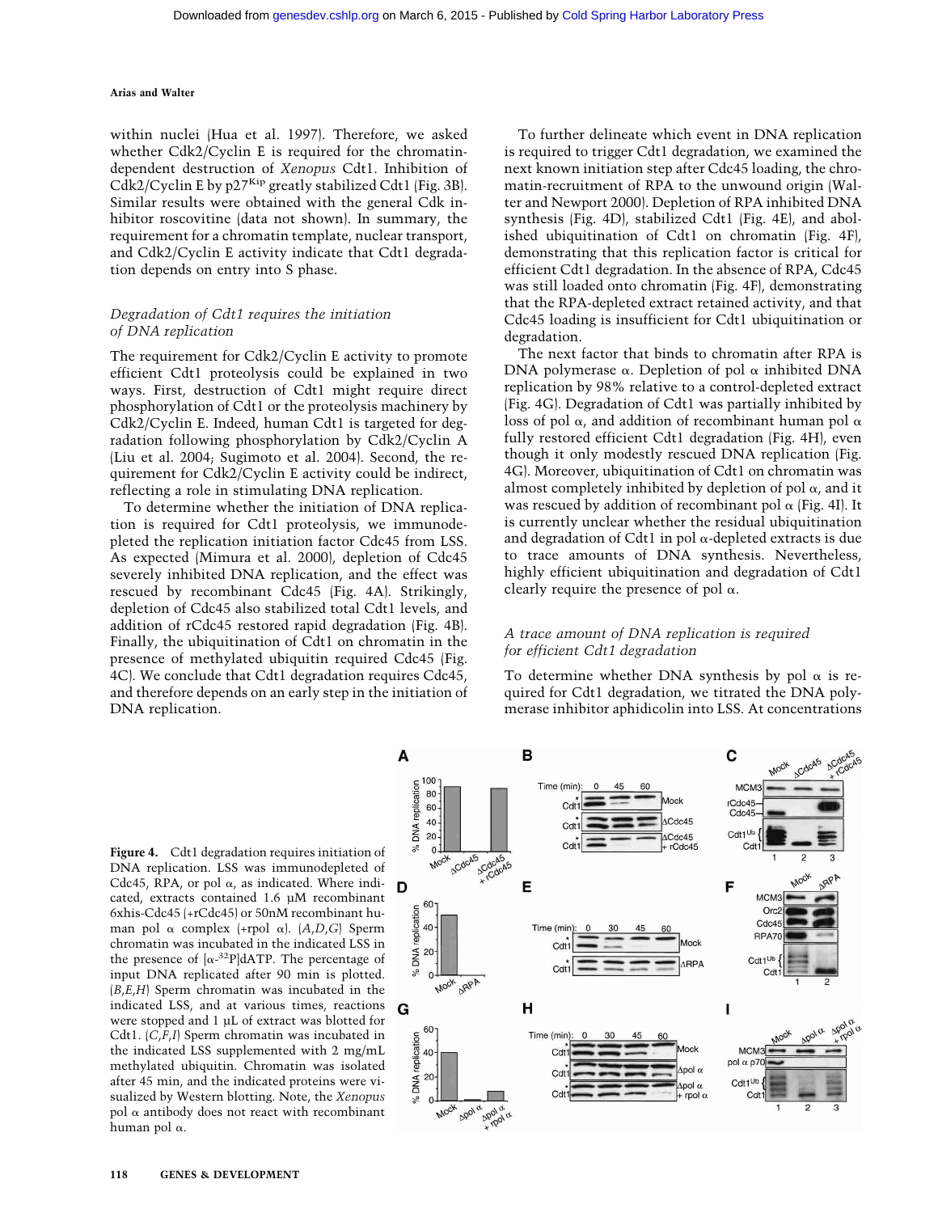within nuclei (Hua et al. 1997). Therefore, we asked whether Cdk2/Cyclin E is required for the chromatin-dependent destruction of *Xenopus* Cdt1. Inhibition of Cdk2/Cyclin E by $p27^{Kip}$ greatly stabilized Cdt1 (Fig. 3B). Similar results were obtained with the general Cdk inhibitor roscovitine (data not shown). In summary, the requirement for a chromatin template, nuclear transport, and Cdk2/Cyclin E activity indicate that Cdt1 degradation depends on entry into S phase.

### *Degradation of Cdt1 requires the initiation of DNA replication*

The requirement for Cdk2/Cyclin E activity to promote efficient Cdt1 proteolysis could be explained in two ways. First, destruction of Cdt1 might require direct phosphorylation of Cdt1 or the proteolysis machinery by Cdk2/Cyclin E. Indeed, human Cdt1 is targeted for degradation following phosphorylation by Cdk2/Cyclin A (Liu et al. 2004; Sugimoto et al. 2004). Second, the requirement for Cdk2/Cyclin E activity could be indirect, reflecting a role in stimulating DNA replication.

To determine whether the initiation of DNA replication is required for Cdt1 proteolysis, we immunodepleted the replication initiation factor Cdc45 from LSS. As expected (Mimura et al. 2000), depletion of Cdc45 severely inhibited DNA replication, and the effect was rescued by recombinant Cdc45 (Fig. 4A). Strikingly, depletion of Cdc45 also stabilized total Cdt1 levels, and addition of rCdc45 restored rapid degradation (Fig. 4B). Finally, the ubiquitination of Cdt1 on chromatin in the presence of methylated ubiquitin required Cdc45 (Fig. 4C). We conclude that Cdt1 degradation requires Cdc45, and therefore depends on an early step in the initiation of DNA replication.

To further delineate which event in DNA replication is required to trigger Cdt1 degradation, we examined the next known initiation step after Cdc45 loading, the chromatin-recruitment of RPA to the unwound origin (Walter and Newport 2000). Depletion of RPA inhibited DNA synthesis (Fig. 4D), stabilized Cdt1 (Fig. 4E), and abolished ubiquitination of Cdt1 on chromatin (Fig. 4F), demonstrating that this replication factor is critical for efficient Cdt1 degradation. In the absence of RPA, Cdc45 was still loaded onto chromatin (Fig. 4F), demonstrating that the RPA-depleted extract retained activity, and that Cdc45 loading is insufficient for Cdt1 ubiquitination or degradation.

The next factor that binds to chromatin after RPA is DNA polymerase α. Depletion of pol α inhibited DNA replication by 98% relative to a control-depleted extract (Fig. 4G). Degradation of Cdt1 was partially inhibited by loss of pol α, and addition of recombinant human pol α fully restored efficient Cdt1 degradation (Fig. 4H), even though it only modestly rescued DNA replication (Fig. 4G). Moreover, ubiquitination of Cdt1 on chromatin was almost completely inhibited by depletion of pol α, and it was rescued by addition of recombinant pol α (Fig. 4I). It is currently unclear whether the residual ubiquitination and degradation of Cdt1 in pol α-depleted extracts is due to trace amounts of DNA synthesis. Nevertheless, highly efficient ubiquitination and degradation of Cdt1 clearly require the presence of pol α.

### *A trace amount of DNA replication is required for efficient Cdt1 degradation*

To determine whether DNA synthesis by pol α is required for Cdt1 degradation, we titrated the DNA polymerase inhibitor aphidicolin into LSS. At concentrations

**Figure 4.** Cdt1 degradation requires initiation of DNA replication. LSS was immunodepleted of Cdc45, RPA, or pol α, as indicated. Where indicated, extracts contained 1.6 µM recombinant 6xhis-Cdc45 (+rCdc45) or 50nM recombinant human pol α complex (+rpol α). (*A*,*D*,*G*) Sperm chromatin was incubated in the indicated LSS in the presence of [α-$^{32}$P]dATP. The percentage of input DNA replicated after 90 min is plotted. (*B*,*E*,*H*) Sperm chromatin was incubated in the indicated LSS, and at various times, reactions were stopped and 1 µL of extract was blotted for Cdt1. (*C*,*F*,*I*) Sperm chromatin was incubated in the indicated LSS supplemented with 2 mg/mL methylated ubiquitin. Chromatin was isolated after 45 min, and the indicated proteins were visualized by Western blotting. Note, the *Xenopus* pol α antibody does not react with recombinant human pol α.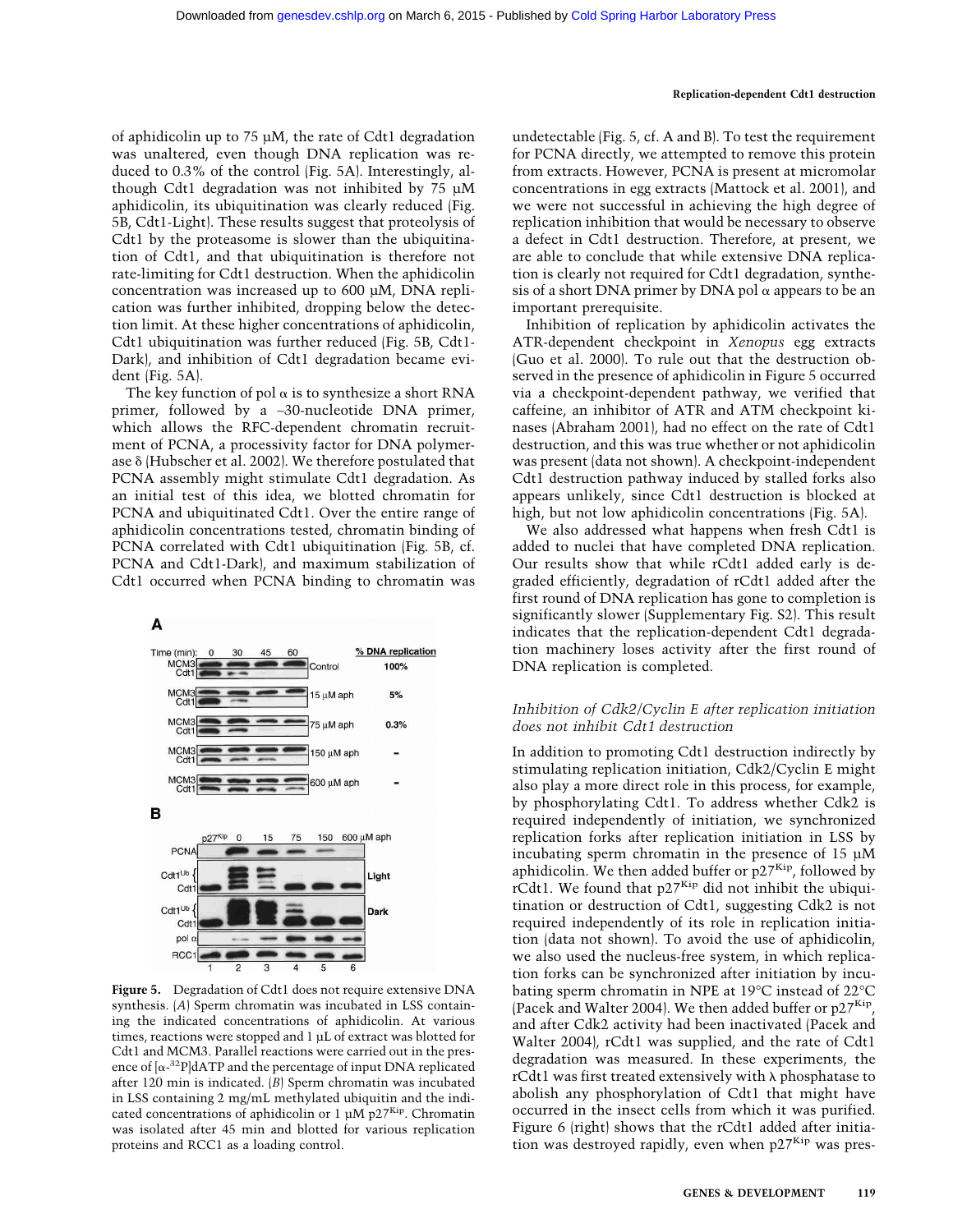of aphidicolin up to 75 μM, the rate of Cdt1 degradation was unaltered, even though DNA replication was reduced to 0.3% of the control (Fig. 5A). Interestingly, although Cdt1 degradation was not inhibited by 75 μM aphidicolin, its ubiquitination was clearly reduced (Fig. 5B, Cdt1-Light). These results suggest that proteolysis of Cdt1 by the proteasome is slower than the ubiquitination of Cdt1, and that ubiquitination is therefore not rate-limiting for Cdt1 destruction. When the aphidicolin concentration was increased up to 600 μM, DNA replication was further inhibited, dropping below the detection limit. At these higher concentrations of aphidicolin, Cdt1 ubiquitination was further reduced (Fig. 5B, Cdt1-Dark), and inhibition of Cdt1 degradation became evident (Fig. 5A).

The key function of pol α is to synthesize a short RNA primer, followed by a ~30-nucleotide DNA primer, which allows the RFC-dependent chromatin recruitment of PCNA, a processivity factor for DNA polymerase δ (Hubscher et al. 2002). We therefore postulated that PCNA assembly might stimulate Cdt1 degradation. As an initial test of this idea, we blotted chromatin for PCNA and ubiquitinated Cdt1. Over the entire range of aphidicolin concentrations tested, chromatin binding of PCNA correlated with Cdt1 ubiquitination (Fig. 5B, cf. PCNA and Cdt1-Dark), and maximum stabilization of Cdt1 occurred when PCNA binding to chromatin was undetectable (Fig. 5, cf. A and B). To test the requirement for PCNA directly, we attempted to remove this protein from extracts. However, PCNA is present at micromolar concentrations in egg extracts (Mattock et al. 2001), and we were not successful in achieving the high degree of replication inhibition that would be necessary to observe a defect in Cdt1 destruction. Therefore, at present, we are able to conclude that while extensive DNA replication is clearly not required for Cdt1 degradation, synthesis of a short DNA primer by DNA pol α appears to be an important prerequisite.

Figure 5. Degradation of Cdt1 does not require extensive DNA synthesis. (*A*) Sperm chromatin was incubated in LSS containing the indicated concentrations of aphidicolin. At various times, reactions were stopped and 1 μL of extract was blotted for Cdt1 and MCM3. Parallel reactions were carried out in the presence of [α-$^{32}$P]dATP and the percentage of input DNA replicated after 120 min is indicated. (*B*) Sperm chromatin was incubated in LSS containing 2 mg/mL methylated ubiquitin and the indicated concentrations of aphidicolin or 1 μM p27$^{Kip}$. Chromatin was isolated after 45 min and blotted for various replication proteins and RCC1 as a loading control.

Inhibition of replication by aphidicolin activates the ATR-dependent checkpoint in *Xenopus* egg extracts (Guo et al. 2000). To rule out that the destruction observed in the presence of aphidicolin in Figure 5 occurred via a checkpoint-dependent pathway, we verified that caffeine, an inhibitor of ATR and ATM checkpoint kinases (Abraham 2001), had no effect on the rate of Cdt1 destruction, and this was true whether or not aphidicolin was present (data not shown). A checkpoint-independent Cdt1 destruction pathway induced by stalled forks also appears unlikely, since Cdt1 destruction is blocked at high, but not low aphidicolin concentrations (Fig. 5A).

We also addressed what happens when fresh Cdt1 is added to nuclei that have completed DNA replication. Our results show that while rCdt1 added early is degraded efficiently, degradation of rCdt1 added after the first round of DNA replication has gone to completion is significantly slower (Supplementary Fig. S2). This result indicates that the replication-dependent Cdt1 degradation machinery loses activity after the first round of DNA replication is completed.

### *Inhibition of Cdk2/Cyclin E after replication initiation does not inhibit Cdt1 destruction*

In addition to promoting Cdt1 destruction indirectly by stimulating replication initiation, Cdk2/Cyclin E might also play a more direct role in this process, for example, by phosphorylating Cdt1. To address whether Cdk2 is required independently of initiation, we synchronized replication forks after replication initiation in LSS by incubating sperm chromatin in the presence of 15 μM aphidicolin. We then added buffer or p27$^{Kip}$, followed by rCdt1. We found that p27$^{Kip}$ did not inhibit the ubiquitination or destruction of Cdt1, suggesting Cdk2 is not required independently of its role in replication initiation (data not shown). To avoid the use of aphidicolin, we also used the nucleus-free system, in which replication forks can be synchronized after initiation by incubating sperm chromatin in NPE at 19°C instead of 22°C (Pacek and Walter 2004). We then added buffer or p27$^{Kip}$, and after Cdk2 activity had been inactivated (Pacek and Walter 2004), rCdt1 was supplied, and the rate of Cdt1 degradation was measured. In these experiments, the rCdt1 was first treated extensively with λ phosphatase to abolish any phosphorylation of Cdt1 that might have occurred in the insect cells from which it was purified. Figure 6 (right) shows that the rCdt1 added after initiation was destroyed rapidly, even when p27$^{Kip}$ was pres-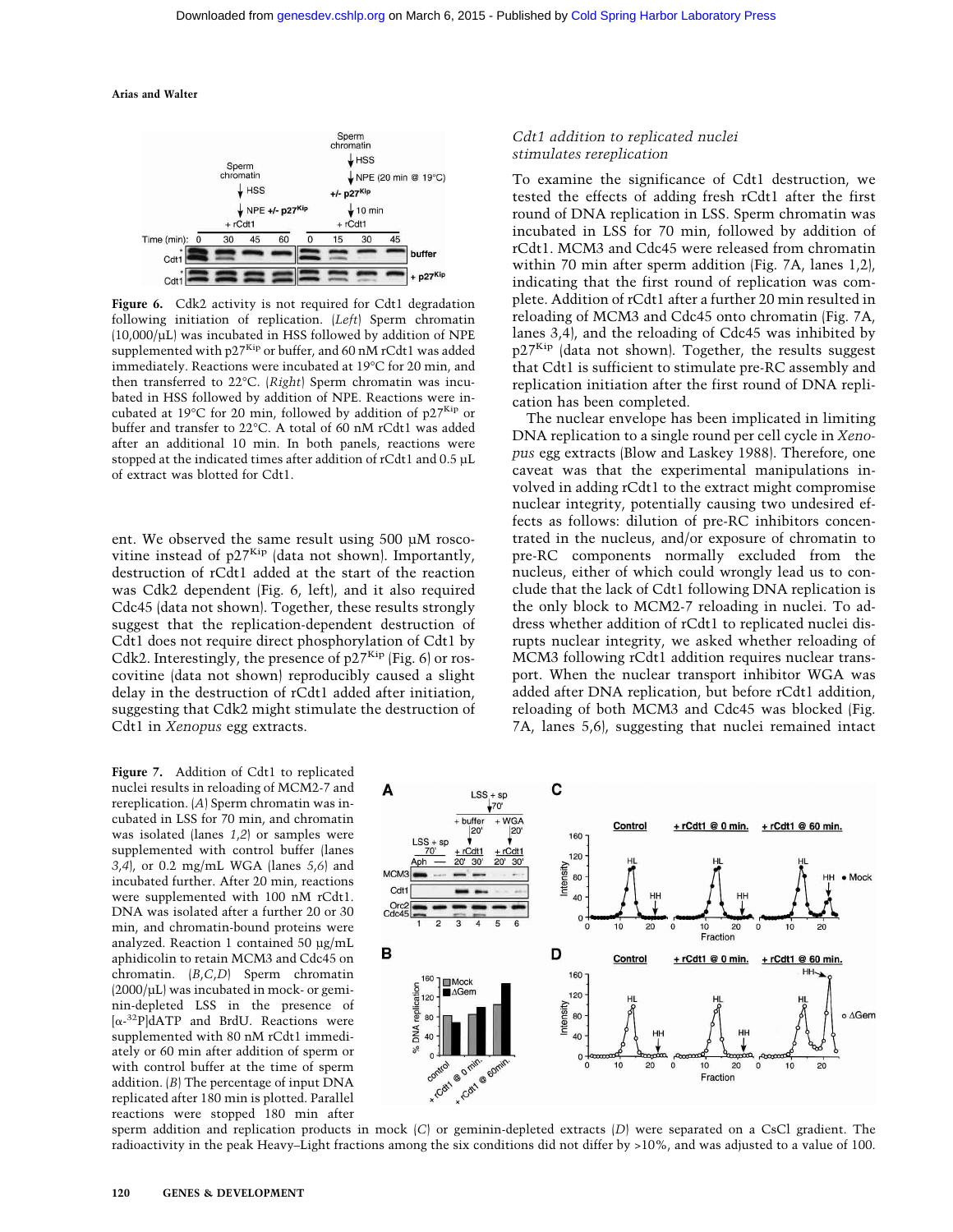Figure 6. Cdk2 activity is not required for Cdt1 degradation following initiation of replication. (*Left*) Sperm chromatin (10,000/μL) was incubated in HSS followed by addition of NPE supplemented with $p27^{Kip}$ or buffer, and 60 nM rCdt1 was added immediately. Reactions were incubated at 19°C for 20 min, and then transferred to 22°C. (*Right*) Sperm chromatin was incubated in HSS followed by addition of NPE. Reactions were incubated at 19°C for 20 min, followed by addition of $p27^{Kip}$ or buffer and transfer to 22°C. A total of 60 nM rCdt1 was added after an additional 10 min. In both panels, reactions were stopped at the indicated times after addition of rCdt1 and 0.5 μL of extract was blotted for Cdt1.

ent. We observed the same result using 500 μM roscovitine instead of $p27^{Kip}$ (data not shown). Importantly, destruction of rCdt1 added at the start of the reaction was Cdk2 dependent (Fig. 6, left), and it also required Cdc45 (data not shown). Together, these results strongly suggest that the replication-dependent destruction of Cdt1 does not require direct phosphorylation of Cdt1 by Cdk2. Interestingly, the presence of $p27^{Kip}$ (Fig. 6) or roscovitine (data not shown) reproducibly caused a slight delay in the destruction of rCdt1 added after initiation, suggesting that Cdk2 might stimulate the destruction of Cdt1 in *Xenopus* egg extracts.

*Cdt1 addition to replicated nuclei stimulates rereplication*

To examine the significance of Cdt1 destruction, we tested the effects of adding fresh rCdt1 after the first round of DNA replication in LSS. Sperm chromatin was incubated in LSS for 70 min, followed by addition of rCdt1. MCM3 and Cdc45 were released from chromatin within 70 min after sperm addition (Fig. 7A, lanes 1,2), indicating that the first round of replication was complete. Addition of rCdt1 after a further 20 min resulted in reloading of MCM3 and Cdc45 onto chromatin (Fig. 7A, lanes 3,4), and the reloading of Cdc45 was inhibited by $p27^{Kip}$ (data not shown). Together, the results suggest that Cdt1 is sufficient to stimulate pre-RC assembly and replication initiation after the first round of DNA replication has been completed.

The nuclear envelope has been implicated in limiting DNA replication to a single round per cell cycle in *Xenopus* egg extracts (Blow and Laskey 1988). Therefore, one caveat was that the experimental manipulations involved in adding rCdt1 to the extract might compromise nuclear integrity, potentially causing two undesired effects as follows: dilution of pre-RC inhibitors concentrated in the nucleus, and/or exposure of chromatin to pre-RC components normally excluded from the nucleus, either of which could wrongly lead us to conclude that the lack of Cdt1 following DNA replication is the only block to MCM2-7 reloading in nuclei. To address whether addition of rCdt1 to replicated nuclei disrupts nuclear integrity, we asked whether reloading of MCM3 following rCdt1 addition requires nuclear transport. When the nuclear transport inhibitor WGA was added after DNA replication, but before rCdt1 addition, reloading of both MCM3 and Cdc45 was blocked (Fig. 7A, lanes 5,6), suggesting that nuclei remained intact

Figure 7. Addition of Cdt1 to replicated nuclei results in reloading of MCM2-7 and rereplication. (*A*) Sperm chromatin was incubated in LSS for 70 min, and chromatin was isolated (lanes *1,2*) or samples were supplemented with control buffer (lanes *3,4*), or 0.2 mg/mL WGA (lanes *5,6*) and incubated further. After 20 min, reactions were supplemented with 100 nM rCdt1. DNA was isolated after a further 20 or 30 min, and chromatin-bound proteins were analyzed. Reaction 1 contained 50 μg/mL aphidicolin to retain MCM3 and Cdc45 on chromatin. (*B,C,D*) Sperm chromatin (2000/μL) was incubated in mock- or geminin-depleted LSS in the presence of [α-$^{32}$P]dATP and BrdU. Reactions were supplemented with 80 nM rCdt1 immediately or 60 min after addition of sperm or with control buffer at the time of sperm addition. (*B*) The percentage of input DNA replicated after 180 min is plotted. Parallel reactions were stopped 180 min after sperm addition and replication products in mock (*C*) or geminin-depleted extracts (*D*) were separated on a CsCl gradient. The radioactivity in the peak Heavy–Light fractions among the six conditions did not differ by >10%, and was adjusted to a value of 100.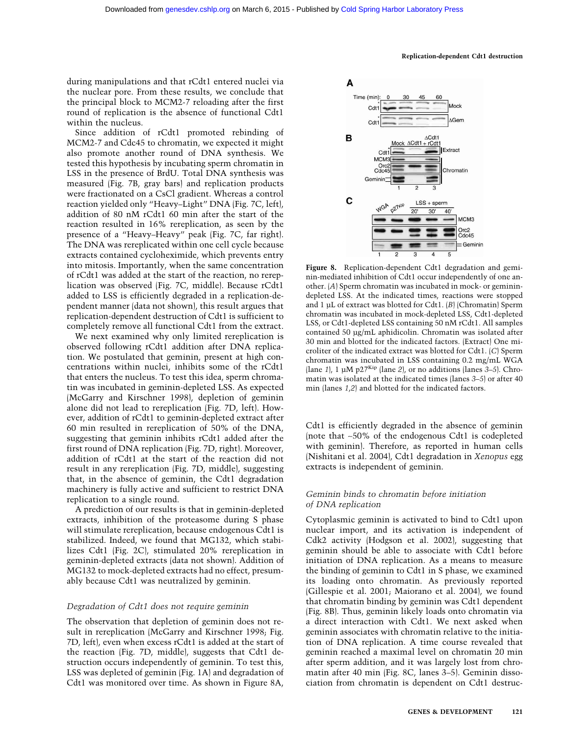during manipulations and that rCdt1 entered nuclei via the nuclear pore. From these results, we conclude that the principal block to MCM2-7 reloading after the first round of replication is the absence of functional Cdt1 within the nucleus.

Since addition of rCdt1 promoted rebinding of MCM2-7 and Cdc45 to chromatin, we expected it might also promote another round of DNA synthesis. We tested this hypothesis by incubating sperm chromatin in LSS in the presence of BrdU. Total DNA synthesis was measured (Fig. 7B, gray bars) and replication products were fractionated on a CsCl gradient. Whereas a control reaction yielded only "Heavy–Light" DNA (Fig. 7C, left), addition of 80 nM rCdt1 60 min after the start of the reaction resulted in 16% rereplication, as seen by the presence of a "Heavy–Heavy" peak (Fig. 7C, far right). The DNA was rereplicated within one cell cycle because extracts contained cycloheximide, which prevents entry into mitosis. Importantly, when the same concentration of rCdt1 was added at the start of the reaction, no rereplication was observed (Fig. 7C, middle). Because rCdt1 added to LSS is efficiently degraded in a replication-dependent manner (data not shown), this result argues that replication-dependent destruction of Cdt1 is sufficient to completely remove all functional Cdt1 from the extract.

We next examined why only limited rereplication is observed following rCdt1 addition after DNA replication. We postulated that geminin, present at high concentrations within nuclei, inhibits some of the rCdt1 that enters the nucleus. To test this idea, sperm chromatin was incubated in geminin-depleted LSS. As expected (McGarry and Kirschner 1998), depletion of geminin alone did not lead to rereplication (Fig. 7D, left). However, addition of rCdt1 to geminin-depleted extract after 60 min resulted in rereplication of 50% of the DNA, suggesting that geminin inhibits rCdt1 added after the first round of DNA replication (Fig. 7D, right). Moreover, addition of rCdt1 at the start of the reaction did not result in any rereplication (Fig. 7D, middle), suggesting that, in the absence of geminin, the Cdt1 degradation machinery is fully active and sufficient to restrict DNA replication to a single round.

A prediction of our results is that in geminin-depleted extracts, inhibition of the proteasome during S phase will stimulate rereplication, because endogenous Cdt1 is stabilized. Indeed, we found that MG132, which stabilizes Cdt1 (Fig. 2C), stimulated 20% rereplication in geminin-depleted extracts (data not shown). Addition of MG132 to mock-depleted extracts had no effect, presumably because Cdt1 was neutralized by geminin.

### *Degradation of Cdt1 does not require geminin*

The observation that depletion of geminin does not result in rereplication (McGarry and Kirschner 1998; Fig. 7D, left), even when excess rCdt1 is added at the start of the reaction (Fig. 7D, middle), suggests that Cdt1 destruction occurs independently of geminin. To test this, LSS was depleted of geminin (Fig. 1A) and degradation of Cdt1 was monitored over time. As shown in Figure 8A, Cdt1 is efficiently degraded in the absence of geminin (note that ~50% of the endogenous Cdt1 is codepleted with geminin). Therefore, as reported in human cells (Nishitani et al. 2004), Cdt1 degradation in *Xenopus* egg extracts is independent of geminin.

**Figure 8.** Replication-dependent Cdt1 degradation and geminin-mediated inhibition of Cdt1 occur independently of one another. (*A*) Sperm chromatin was incubated in mock- or geminin-depleted LSS. At the indicated times, reactions were stopped and 1 µL of extract was blotted for Cdt1. (*B*) (Chromatin) Sperm chromatin was incubated in mock-depleted LSS, Cdt1-depleted LSS, or Cdt1-depleted LSS containing 50 nM rCdt1. All samples contained 50 µg/mL aphidicolin. Chromatin was isolated after 30 min and blotted for the indicated factors. (Extract) One microliter of the indicated extract was blotted for Cdt1. (*C*) Sperm chromatin was incubated in LSS containing 0.2 mg/mL WGA (lane *1*), 1 µM p27[Kip] (lane *2*), or no additions (lanes *3–5*). Chromatin was isolated at the indicated times (lanes *3–5*) or after 40 min (lanes *1*,*2*) and blotted for the indicated factors.

### *Geminin binds to chromatin before initiation of DNA replication*

Cytoplasmic geminin is activated to bind to Cdt1 upon nuclear import, and its activation is independent of Cdk2 activity (Hodgson et al. 2002), suggesting that geminin should be able to associate with Cdt1 before initiation of DNA replication. As a means to measure the binding of geminin to Cdt1 in S phase, we examined its loading onto chromatin. As previously reported (Gillespie et al. 2001; Maiorano et al. 2004), we found that chromatin binding by geminin was Cdt1 dependent (Fig. 8B). Thus, geminin likely loads onto chromatin via a direct interaction with Cdt1. We next asked when geminin associates with chromatin relative to the initiation of DNA replication. A time course revealed that geminin reached a maximal level on chromatin 20 min after sperm addition, and it was largely lost from chromatin after 40 min (Fig. 8C, lanes 3–5). Geminin dissociation from chromatin is dependent on Cdt1 destruc-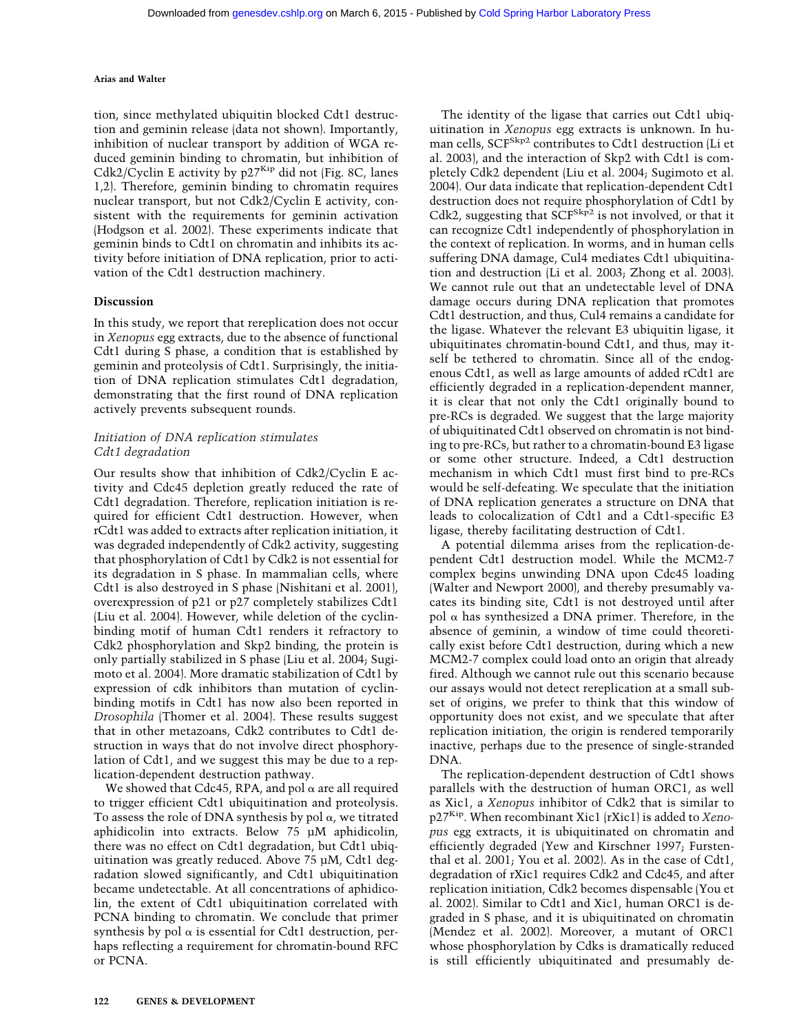tion, since methylated ubiquitin blocked Cdt1 destruction and geminin release (data not shown). Importantly, inhibition of nuclear transport by addition of WGA reduced geminin binding to chromatin, but inhibition of Cdk2/Cyclin E activity by $p27^{Kip}$ did not (Fig. 8C, lanes 1,2). Therefore, geminin binding to chromatin requires nuclear transport, but not Cdk2/Cyclin E activity, consistent with the requirements for geminin activation (Hodgson et al. 2002). These experiments indicate that geminin binds to Cdt1 on chromatin and inhibits its activity before initiation of DNA replication, prior to activation of the Cdt1 destruction machinery.

## Discussion

In this study, we report that rereplication does not occur in *Xenopus* egg extracts, due to the absence of functional Cdt1 during S phase, a condition that is established by geminin and proteolysis of Cdt1. Surprisingly, the initiation of DNA replication stimulates Cdt1 degradation, demonstrating that the first round of DNA replication actively prevents subsequent rounds.

### *Initiation of DNA replication stimulates Cdt1 degradation*

Our results show that inhibition of Cdk2/Cyclin E activity and Cdc45 depletion greatly reduced the rate of Cdt1 degradation. Therefore, replication initiation is required for efficient Cdt1 destruction. However, when rCdt1 was added to extracts after replication initiation, it was degraded independently of Cdk2 activity, suggesting that phosphorylation of Cdt1 by Cdk2 is not essential for its degradation in S phase. In mammalian cells, where Cdt1 is also destroyed in S phase (Nishitani et al. 2001), overexpression of p21 or p27 completely stabilizes Cdt1 (Liu et al. 2004). However, while deletion of the cyclin-binding motif of human Cdt1 renders it refractory to Cdk2 phosphorylation and Skp2 binding, the protein is only partially stabilized in S phase (Liu et al. 2004; Sugimoto et al. 2004). More dramatic stabilization of Cdt1 by expression of cdk inhibitors than mutation of cyclin-binding motifs in Cdt1 has now also been reported in *Drosophila* (Thomer et al. 2004). These results suggest that in other metazoans, Cdk2 contributes to Cdt1 destruction in ways that do not involve direct phosphorylation of Cdt1, and we suggest this may be due to a replication-dependent destruction pathway.

We showed that Cdc45, RPA, and pol α are all required to trigger efficient Cdt1 ubiquitination and proteolysis. To assess the role of DNA synthesis by pol α, we titrated aphidicolin into extracts. Below 75 µM aphidicolin, there was no effect on Cdt1 degradation, but Cdt1 ubiquitination was greatly reduced. Above 75 µM, Cdt1 degradation slowed significantly, and Cdt1 ubiquitination became undetectable. At all concentrations of aphidicolin, the extent of Cdt1 ubiquitination correlated with PCNA binding to chromatin. We conclude that primer synthesis by pol α is essential for Cdt1 destruction, perhaps reflecting a requirement for chromatin-bound RFC or PCNA.

The identity of the ligase that carries out Cdt1 ubiquitination in *Xenopus* egg extracts is unknown. In human cells, $SCF^{Skp2}$ contributes to Cdt1 destruction (Li et al. 2003), and the interaction of Skp2 with Cdt1 is completely Cdk2 dependent (Liu et al. 2004; Sugimoto et al. 2004). Our data indicate that replication-dependent Cdt1 destruction does not require phosphorylation of Cdt1 by Cdk2, suggesting that $SCF^{Skp2}$ is not involved, or that it can recognize Cdt1 independently of phosphorylation in the context of replication. In worms, and in human cells suffering DNA damage, Cul4 mediates Cdt1 ubiquitination and destruction (Li et al. 2003; Zhong et al. 2003). We cannot rule out that an undetectable level of DNA damage occurs during DNA replication that promotes Cdt1 destruction, and thus, Cul4 remains a candidate for the ligase. Whatever the relevant E3 ubiquitin ligase, it ubiquitinates chromatin-bound Cdt1, and thus, may itself be tethered to chromatin. Since all of the endogenous Cdt1, as well as large amounts of added rCdt1 are efficiently degraded in a replication-dependent manner, it is clear that not only the Cdt1 originally bound to pre-RCs is degraded. We suggest that the large majority of ubiquitinated Cdt1 observed on chromatin is not binding to pre-RCs, but rather to a chromatin-bound E3 ligase or some other structure. Indeed, a Cdt1 destruction mechanism in which Cdt1 must first bind to pre-RCs would be self-defeating. We speculate that the initiation of DNA replication generates a structure on DNA that leads to colocalization of Cdt1 and a Cdt1-specific E3 ligase, thereby facilitating destruction of Cdt1.

A potential dilemma arises from the replication-dependent Cdt1 destruction model. While the MCM2-7 complex begins unwinding DNA upon Cdc45 loading (Walter and Newport 2000), and thereby presumably vacates its binding site, Cdt1 is not destroyed until after pol α has synthesized a DNA primer. Therefore, in the absence of geminin, a window of time could theoretically exist before Cdt1 destruction, during which a new MCM2-7 complex could load onto an origin that already fired. Although we cannot rule out this scenario because our assays would not detect rereplication at a small subset of origins, we prefer to think that this window of opportunity does not exist, and we speculate that after replication initiation, the origin is rendered temporarily inactive, perhaps due to the presence of single-stranded DNA.

The replication-dependent destruction of Cdt1 shows parallels with the destruction of human ORC1, as well as Xic1, a *Xenopus* inhibitor of Cdk2 that is similar to $p27^{Kip}$. When recombinant Xic1 (rXic1) is added to *Xenopus* egg extracts, it is ubiquitinated on chromatin and efficiently degraded (Yew and Kirschner 1997; Furstenthal et al. 2001; You et al. 2002). As in the case of Cdt1, degradation of rXic1 requires Cdk2 and Cdc45, and after replication initiation, Cdk2 becomes dispensable (You et al. 2002). Similar to Cdt1 and Xic1, human ORC1 is degraded in S phase, and it is ubiquitinated on chromatin (Mendez et al. 2002). Moreover, a mutant of ORC1 whose phosphorylation by Cdks is dramatically reduced is still efficiently ubiquitinated and presumably de-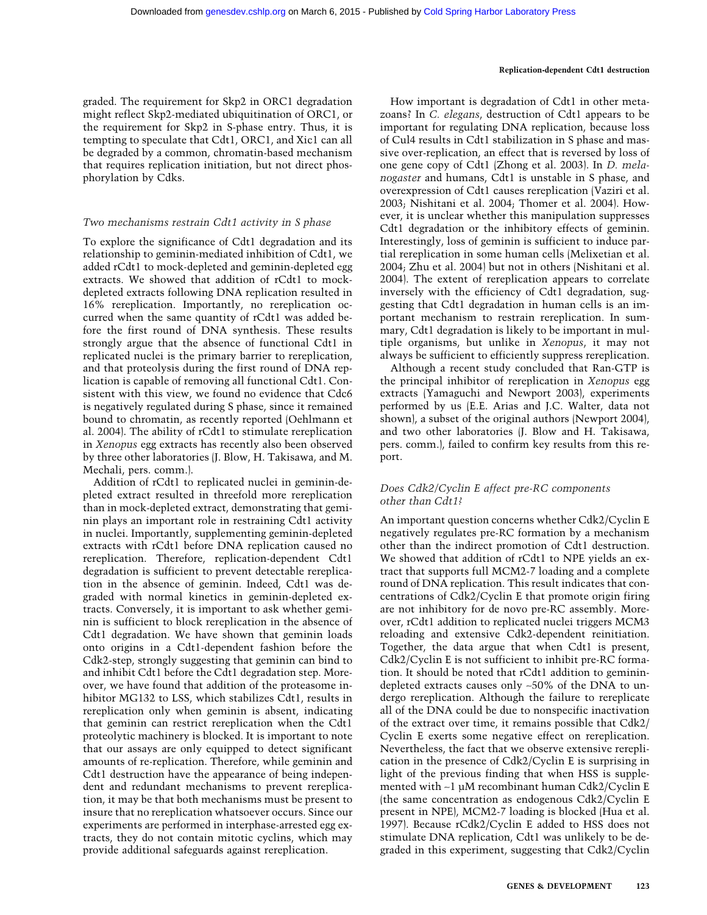graded. The requirement for Skp2 in ORC1 degradation might reflect Skp2-mediated ubiquitination of ORC1, or the requirement for Skp2 in S-phase entry. Thus, it is tempting to speculate that Cdt1, ORC1, and Xic1 can all be degraded by a common, chromatin-based mechanism that requires replication initiation, but not direct phosphorylation by Cdks.

### *Two mechanisms restrain Cdt1 activity in S phase*

To explore the significance of Cdt1 degradation and its relationship to geminin-mediated inhibition of Cdt1, we added rCdt1 to mock-depleted and geminin-depleted egg extracts. We showed that addition of rCdt1 to mock-depleted extracts following DNA replication resulted in 16% rereplication. Importantly, no rereplication occurred when the same quantity of rCdt1 was added before the first round of DNA synthesis. These results strongly argue that the absence of functional Cdt1 in replicated nuclei is the primary barrier to rereplication, and that proteolysis during the first round of DNA replication is capable of removing all functional Cdt1. Consistent with this view, we found no evidence that Cdc6 is negatively regulated during S phase, since it remained bound to chromatin, as recently reported (Oehlmann et al. 2004). The ability of rCdt1 to stimulate rereplication in *Xenopus* egg extracts has recently also been observed by three other laboratories (J. Blow, H. Takisawa, and M. Mechali, pers. comm.).

Addition of rCdt1 to replicated nuclei in geminin-depleted extract resulted in threefold more rereplication than in mock-depleted extract, demonstrating that geminin plays an important role in restraining Cdt1 activity in nuclei. Importantly, supplementing geminin-depleted extracts with rCdt1 before DNA replication caused no rereplication. Therefore, replication-dependent Cdt1 degradation is sufficient to prevent detectable rereplication in the absence of geminin. Indeed, Cdt1 was degraded with normal kinetics in geminin-depleted extracts. Conversely, it is important to ask whether geminin is sufficient to block rereplication in the absence of Cdt1 degradation. We have shown that geminin loads onto origins in a Cdt1-dependent fashion before the Cdk2-step, strongly suggesting that geminin can bind to and inhibit Cdt1 before the Cdt1 degradation step. Moreover, we have found that addition of the proteasome inhibitor MG132 to LSS, which stabilizes Cdt1, results in rereplication only when geminin is absent, indicating that geminin can restrict rereplication when the Cdt1 proteolytic machinery is blocked. It is important to note that our assays are only equipped to detect significant amounts of re-replication. Therefore, while geminin and Cdt1 destruction have the appearance of being independent and redundant mechanisms to prevent rereplication, it may be that both mechanisms must be present to insure that no rereplication whatsoever occurs. Since our experiments are performed in interphase-arrested egg extracts, they do not contain mitotic cyclins, which may provide additional safeguards against rereplication.

How important is degradation of Cdt1 in other metazoans? In *C. elegans*, destruction of Cdt1 appears to be important for regulating DNA replication, because loss of Cul4 results in Cdt1 stabilization in S phase and massive over-replication, an effect that is reversed by loss of one gene copy of Cdt1 (Zhong et al. 2003). In *D. melanogaster* and humans, Cdt1 is unstable in S phase, and overexpression of Cdt1 causes rereplication (Vaziri et al. 2003; Nishitani et al. 2004; Thomer et al. 2004). However, it is unclear whether this manipulation suppresses Cdt1 degradation or the inhibitory effects of geminin. Interestingly, loss of geminin is sufficient to induce partial rereplication in some human cells (Melixetian et al. 2004; Zhu et al. 2004) but not in others (Nishitani et al. 2004). The extent of rereplication appears to correlate inversely with the efficiency of Cdt1 degradation, suggesting that Cdt1 degradation in human cells is an important mechanism to restrain rereplication. In summary, Cdt1 degradation is likely to be important in multiple organisms, but unlike in *Xenopus*, it may not always be sufficient to efficiently suppress rereplication.

Although a recent study concluded that Ran-GTP is the principal inhibitor of rereplication in *Xenopus* egg extracts (Yamaguchi and Newport 2003), experiments performed by us (E.E. Arias and J.C. Walter, data not shown), a subset of the original authors (Newport 2004), and two other laboratories (J. Blow and H. Takisawa, pers. comm.), failed to confirm key results from this report.

### *Does Cdk2/Cyclin E affect pre-RC components other than Cdt1?*

An important question concerns whether Cdk2/Cyclin E negatively regulates pre-RC formation by a mechanism other than the indirect promotion of Cdt1 destruction. We showed that addition of rCdt1 to NPE yields an extract that supports full MCM2-7 loading and a complete round of DNA replication. This result indicates that concentrations of Cdk2/Cyclin E that promote origin firing are not inhibitory for de novo pre-RC assembly. Moreover, rCdt1 addition to replicated nuclei triggers MCM3 reloading and extensive Cdk2-dependent reinitiation. Together, the data argue that when Cdt1 is present, Cdk2/Cyclin E is not sufficient to inhibit pre-RC formation. It should be noted that rCdt1 addition to geminin-depleted extracts causes only ~50% of the DNA to undergo rereplication. Although the failure to rereplicate all of the DNA could be due to nonspecific inactivation of the extract over time, it remains possible that Cdk2/Cyclin E exerts some negative effect on rereplication. Nevertheless, the fact that we observe extensive rereplication in the presence of Cdk2/Cyclin E is surprising in light of the previous finding that when HSS is supplemented with ~1 µM recombinant human Cdk2/Cyclin E (the same concentration as endogenous Cdk2/Cyclin E present in NPE), MCM2-7 loading is blocked (Hua et al. 1997). Because rCdk2/Cyclin E added to HSS does not stimulate DNA replication, Cdt1 was unlikely to be degraded in this experiment, suggesting that Cdk2/Cyclin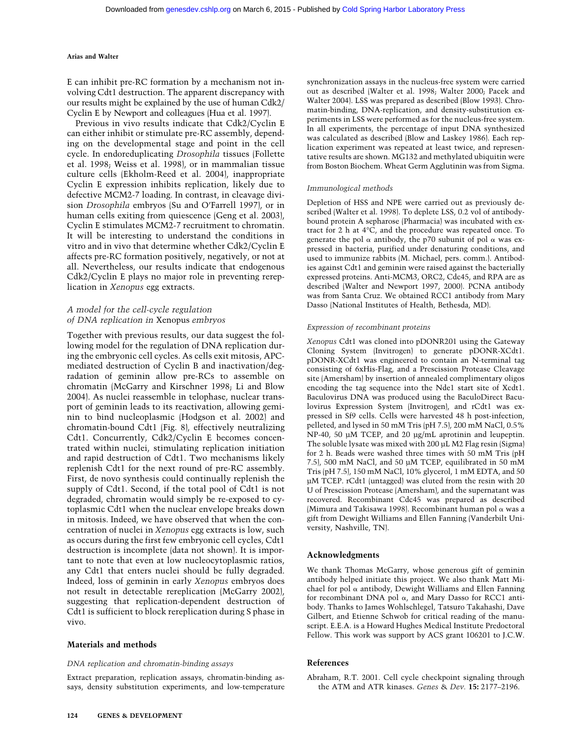E can inhibit pre-RC formation by a mechanism not involving Cdt1 destruction. The apparent discrepancy with our results might be explained by the use of human Cdk2/Cyclin E by Newport and colleagues (Hua et al. 1997).

Previous in vivo results indicate that Cdk2/Cyclin E can either inhibit or stimulate pre-RC assembly, depending on the developmental stage and point in the cell cycle. In endoreduplicating *Drosophila* tissues (Follette et al. 1998; Weiss et al. 1998), or in mammalian tissue culture cells (Ekholm-Reed et al. 2004), inappropriate Cyclin E expression inhibits replication, likely due to defective MCM2-7 loading. In contrast, in cleavage division *Drosophila* embryos (Su and O'Farrell 1997), or in human cells exiting from quiescence (Geng et al. 2003), Cyclin E stimulates MCM2-7 recruitment to chromatin. It will be interesting to understand the conditions in vitro and in vivo that determine whether Cdk2/Cyclin E affects pre-RC formation positively, negatively, or not at all. Nevertheless, our results indicate that endogenous Cdk2/Cyclin E plays no major role in preventing rereplication in *Xenopus* egg extracts.

### *A model for the cell-cycle regulation of DNA replication in* Xenopus *embryos*

Together with previous results, our data suggest the following model for the regulation of DNA replication during the embryonic cell cycles. As cells exit mitosis, APC-mediated destruction of Cyclin B and inactivation/degradation of geminin allow pre-RCs to assemble on chromatin (McGarry and Kirschner 1998; Li and Blow 2004). As nuclei reassemble in telophase, nuclear transport of geminin leads to its reactivation, allowing geminin to bind nucleoplasmic (Hodgson et al. 2002) and chromatin-bound Cdt1 (Fig. 8), effectively neutralizing Cdt1. Concurrently, Cdk2/Cyclin E becomes concentrated within nuclei, stimulating replication initiation and rapid destruction of Cdt1. Two mechanisms likely replenish Cdt1 for the next round of pre-RC assembly. First, de novo synthesis could continually replenish the supply of Cdt1. Second, if the total pool of Cdt1 is not degraded, chromatin would simply be re-exposed to cytoplasmic Cdt1 when the nuclear envelope breaks down in mitosis. Indeed, we have observed that when the concentration of nuclei in *Xenopus* egg extracts is low, such as occurs during the first few embryonic cell cycles, Cdt1 destruction is incomplete (data not shown). It is important to note that even at low nucleocytoplasmic ratios, any Cdt1 that enters nuclei should be fully degraded. Indeed, loss of geminin in early *Xenopus* embryos does not result in detectable rereplication (McGarry 2002), suggesting that replication-dependent destruction of Cdt1 is sufficient to block rereplication during S phase in vivo.

## Materials and methods

### *DNA replication and chromatin-binding assays*

Extract preparation, replication assays, chromatin-binding assays, density substitution experiments, and low-temperature synchronization assays in the nucleus-free system were carried out as described (Walter et al. 1998; Walter 2000; Pacek and Walter 2004). LSS was prepared as described (Blow 1993). Chromatin-binding, DNA-replication, and density-substitution experiments in LSS were performed as for the nucleus-free system. In all experiments, the percentage of input DNA synthesized was calculated as described (Blow and Laskey 1986). Each replication experiment was repeated at least twice, and representative results are shown. MG132 and methylated ubiquitin were from Boston Biochem. Wheat Germ Agglutinin was from Sigma.

### *Immunological methods*

Depletion of HSS and NPE were carried out as previously described (Walter et al. 1998). To deplete LSS, 0.2 vol of antibody-bound protein A sepharose (Pharmacia) was incubated with extract for 2 h at 4°C, and the procedure was repeated once. To generate the pol α antibody, the p70 subunit of pol α was expressed in bacteria, purified under denaturing conditions, and used to immunize rabbits (M. Michael, pers. comm.). Antibodies against Cdt1 and geminin were raised against the bacterially expressed proteins. Anti-MCM3, ORC2, Cdc45, and RPA are as described (Walter and Newport 1997, 2000). PCNA antibody was from Santa Cruz. We obtained RCC1 antibody from Mary Dasso (National Institutes of Health, Bethesda, MD).

### *Expression of recombinant proteins*

*Xenopus* Cdt1 was cloned into pDONR201 using the Gateway Cloning System (Invitrogen) to generate pDONR-XCdt1. pDONR-XCdt1 was engineered to contain an N-terminal tag consisting of 6xHis-Flag, and a Prescission Protease Cleavage site (Amersham) by insertion of annealed complimentary oligos encoding the tag sequence into the Nde1 start site of Xcdt1. Baculovirus DNA was produced using the BaculoDirect Baculovirus Expression System (Invitrogen), and rCdt1 was expressed in Sf9 cells. Cells were harvested 48 h post-infection, pelleted, and lysed in 50 mM Tris (pH 7.5), 200 mM NaCl, 0.5% NP-40, 50 µM TCEP, and 20 µg/mL aprotinin and leupeptin. The soluble lysate was mixed with 200 µL M2 Flag resin (Sigma) for 2 h. Beads were washed three times with 50 mM Tris (pH 7.5), 500 mM NaCl, and 50 µM TCEP, equilibrated in 50 mM Tris (pH 7.5), 150 mM NaCl, 10% glycerol, 1 mM EDTA, and 50 µM TCEP. rCdt1 (untagged) was eluted from the resin with 20 U of Prescission Protease (Amersham), and the supernatant was recovered. Recombinant Cdc45 was prepared as described (Mimura and Takisawa 1998). Recombinant human pol α was a gift from Dewight Williams and Ellen Fanning (Vanderbilt University, Nashville, TN).

## Acknowledgments

We thank Thomas McGarry, whose generous gift of geminin antibody helped initiate this project. We also thank Matt Michael for pol α antibody, Dewight Williams and Ellen Fanning for recombinant DNA pol α, and Mary Dasso for RCC1 antibody. Thanks to James Wohlschlegel, Tatsuro Takahashi, Dave Gilbert, and Etienne Schwob for critical reading of the manuscript. E.E.A. is a Howard Hughes Medical Institute Predoctoral Fellow. This work was support by ACS grant 106201 to J.C.W.

## References

Abraham, R.T. 2001. Cell cycle checkpoint signaling through the ATM and ATR kinases. *Genes & Dev.* **15:** 2177–2196.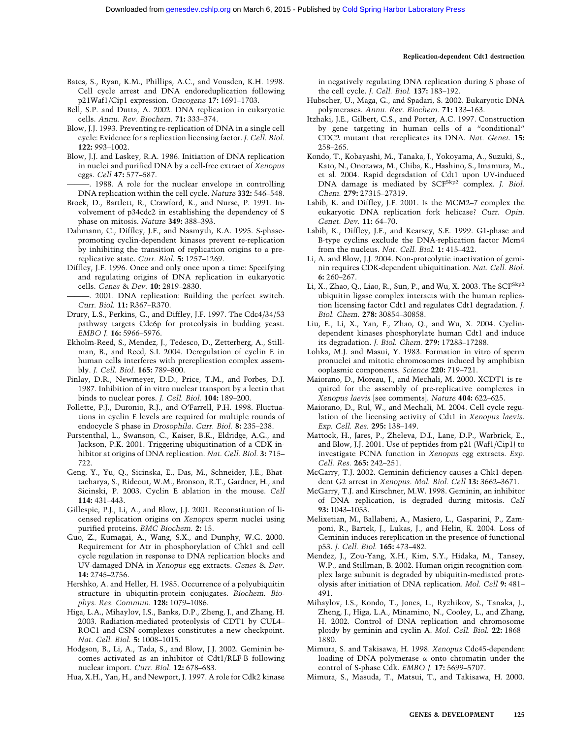Bates, S., Ryan, K.M., Phillips, A.C., and Vousden, K.H. 1998. Cell cycle arrest and DNA endoreduplication following p21Waf1/Cip1 expression. *Oncogene* **17:** 1691–1703.

Bell, S.P. and Dutta, A. 2002. DNA replication in eukaryotic cells. *Annu. Rev. Biochem.* **71:** 333–374.

Blow, J.J. 1993. Preventing re-replication of DNA in a single cell cycle: Evidence for a replication licensing factor. *J. Cell. Biol.* **122:** 993–1002.

Blow, J.J. and Laskey, R.A. 1986. Initiation of DNA replication in nuclei and purified DNA by a cell-free extract of *Xenopus* eggs. *Cell* **47:** 577–587.

———. 1988. A role for the nuclear envelope in controlling DNA replication within the cell cycle. *Nature* **332:** 546–548.

Broek, D., Bartlett, R., Crawford, K., and Nurse, P. 1991. Involvement of p34cdc2 in establishing the dependency of S phase on mitosis. *Nature* **349:** 388–393.

Dahmann, C., Diffley, J.F., and Nasmyth, K.A. 1995. S-phase-promoting cyclin-dependent kinases prevent re-replication by inhibiting the transition of replication origins to a pre-replicative state. *Curr. Biol.* **5:** 1257–1269.

Diffley, J.F. 1996. Once and only once upon a time: Specifying and regulating origins of DNA replication in eukaryotic cells. *Genes & Dev.* **10:** 2819–2830.

———. 2001. DNA replication: Building the perfect switch. *Curr. Biol.* **11:** R367–R370.

Drury, L.S., Perkins, G., and Diffley, J.F. 1997. The Cdc4/34/53 pathway targets Cdc6p for proteolysis in budding yeast. *EMBO J.* **16:** 5966–5976.

Ekholm-Reed, S., Mendez, J., Tedesco, D., Zetterberg, A., Stillman, B., and Reed, S.I. 2004. Deregulation of cyclin E in human cells interferes with prereplication complex assembly. *J. Cell. Biol.* **165:** 789–800.

Finlay, D.R., Newmeyer, D.D., Price, T.M., and Forbes, D.J. 1987. Inhibition of in vitro nuclear transport by a lectin that binds to nuclear pores. *J. Cell. Biol.* **104:** 189–200.

Follette, P.J., Duronio, R.J., and O'Farrell, P.H. 1998. Fluctuations in cyclin E levels are required for multiple rounds of endocycle S phase in *Drosophila*. *Curr. Biol.* **8:** 235–238.

Furstenthal, L., Swanson, C., Kaiser, B.K., Eldridge, A.G., and Jackson, P.K. 2001. Triggering ubiquitination of a CDK inhibitor at origins of DNA replication. *Nat. Cell. Biol.* **3:** 715–722.

Geng, Y., Yu, Q., Sicinska, E., Das, M., Schneider, J.E., Bhattacharya, S., Rideout, W.M., Bronson, R.T., Gardner, H., and Sicinski, P. 2003. Cyclin E ablation in the mouse. *Cell* **114:** 431–443.

Gillespie, P.J., Li, A., and Blow, J.J. 2001. Reconstitution of licensed replication origins on *Xenopus* sperm nuclei using purified proteins. *BMC Biochem.* **2:** 15.

Guo, Z., Kumagai, A., Wang, S.X., and Dunphy, W.G. 2000. Requirement for Atr in phosphorylation of Chk1 and cell cycle regulation in response to DNA replication blocks and UV-damaged DNA in *Xenopus* egg extracts. *Genes & Dev.* **14:** 2745–2756.

Hershko, A. and Heller, H. 1985. Occurrence of a polyubiquitin structure in ubiquitin-protein conjugates. *Biochem. Biophys. Res. Commun.* **128:** 1079–1086.

Higa, L.A., Mihaylov, I.S., Banks, D.P., Zheng, J., and Zhang, H. 2003. Radiation-mediated proteolysis of CDT1 by CUL4–ROC1 and CSN complexes constitutes a new checkpoint. *Nat. Cell. Biol.* **5:** 1008–1015.

Hodgson, B., Li, A., Tada, S., and Blow, J.J. 2002. Geminin becomes activated as an inhibitor of Cdt1/RLF-B following nuclear import. *Curr. Biol.* **12:** 678–683.

Hua, X.H., Yan, H., and Newport, J. 1997. A role for Cdk2 kinase in negatively regulating DNA replication during S phase of the cell cycle. *J. Cell. Biol.* **137:** 183–192.

Hubscher, U., Maga, G., and Spadari, S. 2002. Eukaryotic DNA polymerases. *Annu. Rev. Biochem.* **71:** 133–163.

Itzhaki, J.E., Gilbert, C.S., and Porter, A.C. 1997. Construction by gene targeting in human cells of a "conditional" CDC2 mutant that rereplicates its DNA. *Nat. Genet.* **15:** 258–265.

Kondo, T., Kobayashi, M., Tanaka, J., Yokoyama, A., Suzuki, S., Kato, N., Onozawa, M., Chiba, K., Hashino, S., Imamura, M., et al. 2004. Rapid degradation of Cdt1 upon UV-induced DNA damage is mediated by SCF$^{Skp2}$ complex. *J. Biol. Chem.* **279:** 27315–27319.

Labib, K. and Diffley, J.F. 2001. Is the MCM2–7 complex the eukaryotic DNA replication fork helicase? *Curr. Opin. Genet. Dev.* **11:** 64–70.

Labib, K., Diffley, J.F., and Kearsey, S.E. 1999. G1-phase and B-type cyclins exclude the DNA-replication factor Mcm4 from the nucleus. *Nat. Cell. Biol.* **1:** 415–422.

Li, A. and Blow, J.J. 2004. Non-proteolytic inactivation of geminin requires CDK-dependent ubiquitination. *Nat. Cell. Biol.* **6:** 260–267.

Li, X., Zhao, Q., Liao, R., Sun, P., and Wu, X. 2003. The SCF$^{Skp2}$ ubiquitin ligase complex interacts with the human replication licensing factor Cdt1 and regulates Cdt1 degradation. *J. Biol. Chem.* **278:** 30854–30858.

Liu, E., Li, X., Yan, F., Zhao, Q., and Wu, X. 2004. Cyclin-dependent kinases phosphorylate human Cdt1 and induce its degradation. *J. Biol. Chem.* **279:** 17283–17288.

Lohka, M.J. and Masui, Y. 1983. Formation in vitro of sperm pronuclei and mitotic chromosomes induced by amphibian ooplasmic components. *Science* **220:** 719–721.

Maiorano, D., Moreau, J., and Mechali, M. 2000. XCDT1 is required for the assembly of pre-replicative complexes in *Xenopus laevis* [see comments]. *Nature* **404:** 622–625.

Maiorano, D., Rul, W., and Mechali, M. 2004. Cell cycle regulation of the licensing activity of Cdt1 in *Xenopus laevis*. *Exp. Cell. Res.* **295:** 138–149.

Mattock, H., Jares, P., Zheleva, D.I., Lane, D.P., Warbrick, E., and Blow, J.J. 2001. Use of peptides from p21 (Waf1/Cip1) to investigate PCNA function in *Xenopus* egg extracts. *Exp. Cell. Res.* **265:** 242–251.

McGarry, T.J. 2002. Geminin deficiency causes a Chk1-dependent G2 arrest in *Xenopus*. *Mol. Biol. Cell* **13:** 3662–3671.

McGarry, T.J. and Kirschner, M.W. 1998. Geminin, an inhibitor of DNA replication, is degraded during mitosis. *Cell* **93:** 1043–1053.

Melixetian, M., Ballabeni, A., Masiero, L., Gasparini, P., Zamponi, R., Bartek, J., Lukas, J., and Helin, K. 2004. Loss of Geminin induces rereplication in the presence of functional p53. *J. Cell. Biol.* **165:** 473–482.

Mendez, J., Zou-Yang, X.H., Kim, S.Y., Hidaka, M., Tansey, W.P., and Stillman, B. 2002. Human origin recognition complex large subunit is degraded by ubiquitin-mediated proteolysis after initiation of DNA replication. *Mol. Cell* **9:** 481–491.

Mihaylov, I.S., Kondo, T., Jones, L., Ryzhikov, S., Tanaka, J., Zheng, J., Higa, L.A., Minamino, N., Cooley, L., and Zhang, H. 2002. Control of DNA replication and chromosome ploidy by geminin and cyclin A. *Mol. Cell. Biol.* **22:** 1868–1880.

Mimura, S. and Takisawa, H. 1998. *Xenopus* Cdc45-dependent loading of DNA polymerase α onto chromatin under the control of S-phase Cdk. *EMBO J.* **17:** 5699–5707.

Mimura, S., Masuda, T., Matsui, T., and Takisawa, H. 2000.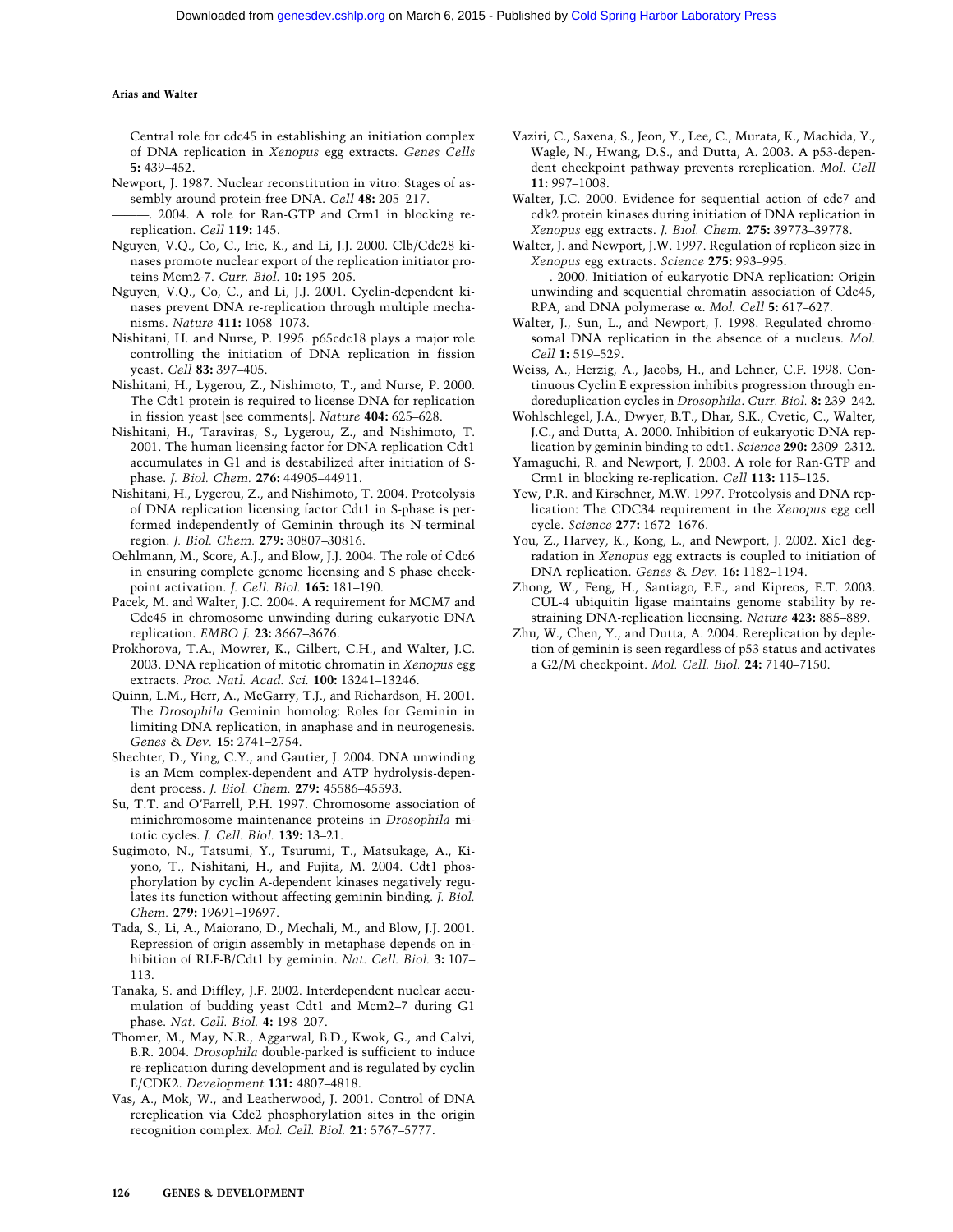Central role for cdc45 in establishing an initiation complex of DNA replication in *Xenopus* egg extracts. *Genes Cells* **5:** 439–452.

Newport, J. 1987. Nuclear reconstitution in vitro: Stages of assembly around protein-free DNA. *Cell* **48:** 205–217.

———. 2004. A role for Ran-GTP and Crm1 in blocking re-replication. *Cell* **119:** 145.

Nguyen, V.Q., Co, C., Irie, K., and Li, J.J. 2000. Clb/Cdc28 kinases promote nuclear export of the replication initiator proteins Mcm2-7. *Curr. Biol.* **10:** 195–205.

Nguyen, V.Q., Co, C., and Li, J.J. 2001. Cyclin-dependent kinases prevent DNA re-replication through multiple mechanisms. *Nature* **411:** 1068–1073.

Nishitani, H. and Nurse, P. 1995. p65cdc18 plays a major role controlling the initiation of DNA replication in fission yeast. *Cell* **83:** 397–405.

Nishitani, H., Lygerou, Z., Nishimoto, T., and Nurse, P. 2000. The Cdt1 protein is required to license DNA for replication in fission yeast [see comments]. *Nature* **404:** 625–628.

Nishitani, H., Taraviras, S., Lygerou, Z., and Nishimoto, T. 2001. The human licensing factor for DNA replication Cdt1 accumulates in G1 and is destabilized after initiation of S-phase. *J. Biol. Chem.* **276:** 44905–44911.

Nishitani, H., Lygerou, Z., and Nishimoto, T. 2004. Proteolysis of DNA replication licensing factor Cdt1 in S-phase is performed independently of Geminin through its N-terminal region. *J. Biol. Chem.* **279:** 30807–30816.

Oehlmann, M., Score, A.J., and Blow, J.J. 2004. The role of Cdc6 in ensuring complete genome licensing and S phase checkpoint activation. *J. Cell. Biol.* **165:** 181–190.

Pacek, M. and Walter, J.C. 2004. A requirement for MCM7 and Cdc45 in chromosome unwinding during eukaryotic DNA replication. *EMBO J.* **23:** 3667–3676.

Prokhorova, T.A., Mowrer, K., Gilbert, C.H., and Walter, J.C. 2003. DNA replication of mitotic chromatin in *Xenopus* egg extracts. *Proc. Natl. Acad. Sci.* **100:** 13241–13246.

Quinn, L.M., Herr, A., McGarry, T.J., and Richardson, H. 2001. The *Drosophila* Geminin homolog: Roles for Geminin in limiting DNA replication, in anaphase and in neurogenesis. *Genes & Dev.* **15:** 2741–2754.

Shechter, D., Ying, C.Y., and Gautier, J. 2004. DNA unwinding is an Mcm complex-dependent and ATP hydrolysis-dependent process. *J. Biol. Chem.* **279:** 45586–45593.

Su, T.T. and O'Farrell, P.H. 1997. Chromosome association of minichromosome maintenance proteins in *Drosophila* mitotic cycles. *J. Cell. Biol.* **139:** 13–21.

Sugimoto, N., Tatsumi, Y., Tsurumi, T., Matsukage, A., Kiyono, T., Nishitani, H., and Fujita, M. 2004. Cdt1 phosphorylation by cyclin A-dependent kinases negatively regulates its function without affecting geminin binding. *J. Biol. Chem.* **279:** 19691–19697.

Tada, S., Li, A., Maiorano, D., Mechali, M., and Blow, J.J. 2001. Repression of origin assembly in metaphase depends on inhibition of RLF-B/Cdt1 by geminin. *Nat. Cell. Biol.* **3:** 107–113.

Tanaka, S. and Diffley, J.F. 2002. Interdependent nuclear accumulation of budding yeast Cdt1 and Mcm2–7 during G1 phase. *Nat. Cell. Biol.* **4:** 198–207.

Thomer, M., May, N.R., Aggarwal, B.D., Kwok, G., and Calvi, B.R. 2004. *Drosophila* double-parked is sufficient to induce re-replication during development and is regulated by cyclin E/CDK2. *Development* **131:** 4807–4818.

Vas, A., Mok, W., and Leatherwood, J. 2001. Control of DNA rereplication via Cdc2 phosphorylation sites in the origin recognition complex. *Mol. Cell. Biol.* **21:** 5767–5777.

Vaziri, C., Saxena, S., Jeon, Y., Lee, C., Murata, K., Machida, Y., Wagle, N., Hwang, D.S., and Dutta, A. 2003. A p53-dependent checkpoint pathway prevents rereplication. *Mol. Cell* **11:** 997–1008.

Walter, J.C. 2000. Evidence for sequential action of cdc7 and cdk2 protein kinases during initiation of DNA replication in *Xenopus* egg extracts. *J. Biol. Chem.* **275:** 39773–39778.

Walter, J. and Newport, J.W. 1997. Regulation of replicon size in *Xenopus* egg extracts. *Science* **275:** 993–995.

———. 2000. Initiation of eukaryotic DNA replication: Origin unwinding and sequential chromatin association of Cdc45, RPA, and DNA polymerase α. *Mol. Cell* **5:** 617–627.

Walter, J., Sun, L., and Newport, J. 1998. Regulated chromosomal DNA replication in the absence of a nucleus. *Mol. Cell* **1:** 519–529.

Weiss, A., Herzig, A., Jacobs, H., and Lehner, C.F. 1998. Continuous Cyclin E expression inhibits progression through endoreduplication cycles in *Drosophila*. *Curr. Biol.* **8:** 239–242.

Wohlschlegel, J.A., Dwyer, B.T., Dhar, S.K., Cvetic, C., Walter, J.C., and Dutta, A. 2000. Inhibition of eukaryotic DNA replication by geminin binding to cdt1. *Science* **290:** 2309–2312.

Yamaguchi, R. and Newport, J. 2003. A role for Ran-GTP and Crm1 in blocking re-replication. *Cell* **113:** 115–125.

Yew, P.R. and Kirschner, M.W. 1997. Proteolysis and DNA replication: The CDC34 requirement in the *Xenopus* egg cell cycle. *Science* **277:** 1672–1676.

You, Z., Harvey, K., Kong, L., and Newport, J. 2002. Xic1 degradation in *Xenopus* egg extracts is coupled to initiation of DNA replication. *Genes & Dev.* **16:** 1182–1194.

Zhong, W., Feng, H., Santiago, F.E., and Kipreos, E.T. 2003. CUL-4 ubiquitin ligase maintains genome stability by restraining DNA-replication licensing. *Nature* **423:** 885–889.

Zhu, W., Chen, Y., and Dutta, A. 2004. Rereplication by depletion of geminin is seen regardless of p53 status and activates a G2/M checkpoint. *Mol. Cell. Biol.* **24:** 7140–7150.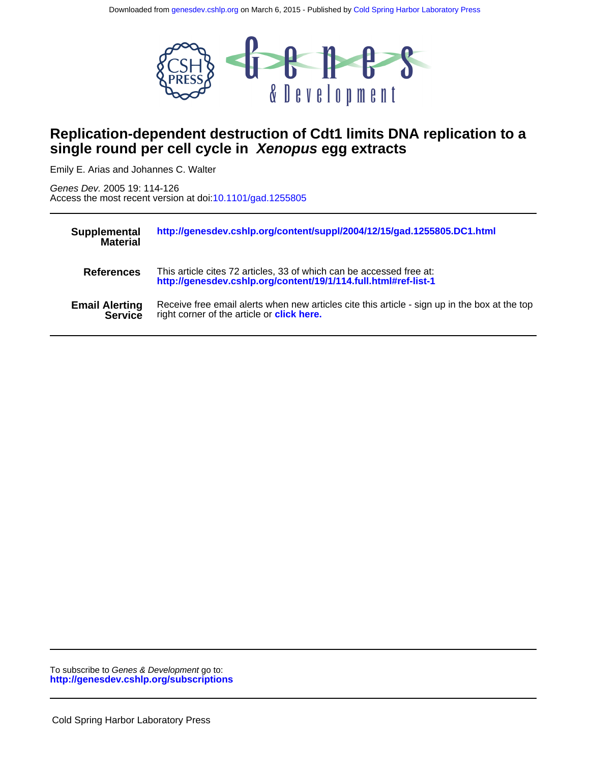Downloaded from genesdev.cshlp.org on March 6, 2015 - Published by Cold Spring Harbor Laboratory Press

# Replication-dependent destruction of Cdt1 limits DNA replication to a single round per cell cycle in *Xenopus* egg extracts

Emily E. Arias and Johannes C. Walter

*Genes Dev.* 2005 19: 114-126
Access the most recent version at doi:10.1101/gad.1255805

| | |
|---|---|
| **Supplemental Material** | **http://genesdev.cshlp.org/content/suppl/2004/12/15/gad.1255805.DC1.html** |
| **References** | This article cites 72 articles, 33 of which can be accessed free at: **http://genesdev.cshlp.org/content/19/1/114.full.html#ref-list-1** |
| **Email Alerting Service** | Receive free email alerts when new articles cite this article - sign up in the box at the top right corner of the article or **click here.** |

To subscribe to *Genes & Development* go to:
**http://genesdev.cshlp.org/subscriptions**

Cold Spring Harbor Laboratory Press